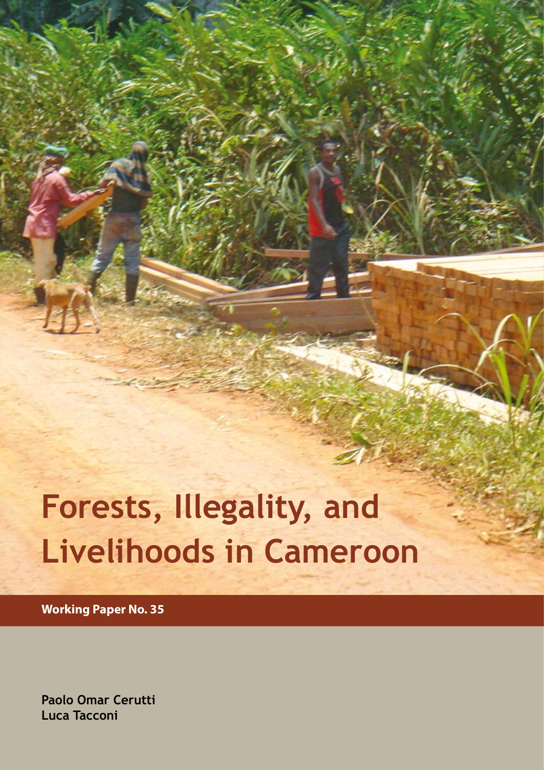# Forests, Illegality, and Livelihoods in Cameroon

**Working Paper No. 35**

**Paolo Omar Cerutti**
**Luca Tacconi**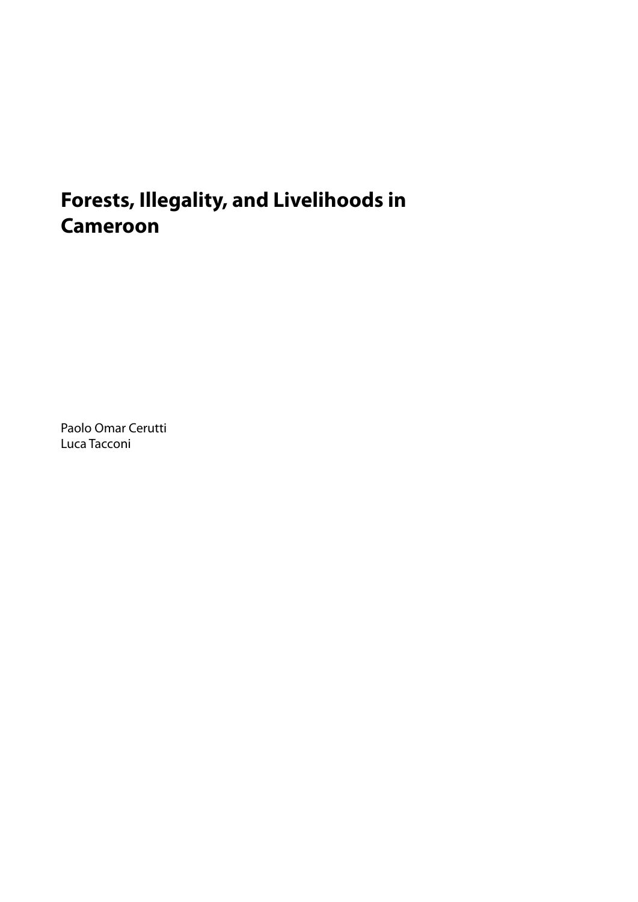# Forests, Illegality, and Livelihoods in Cameroon

Paolo Omar Cerutti
Luca Tacconi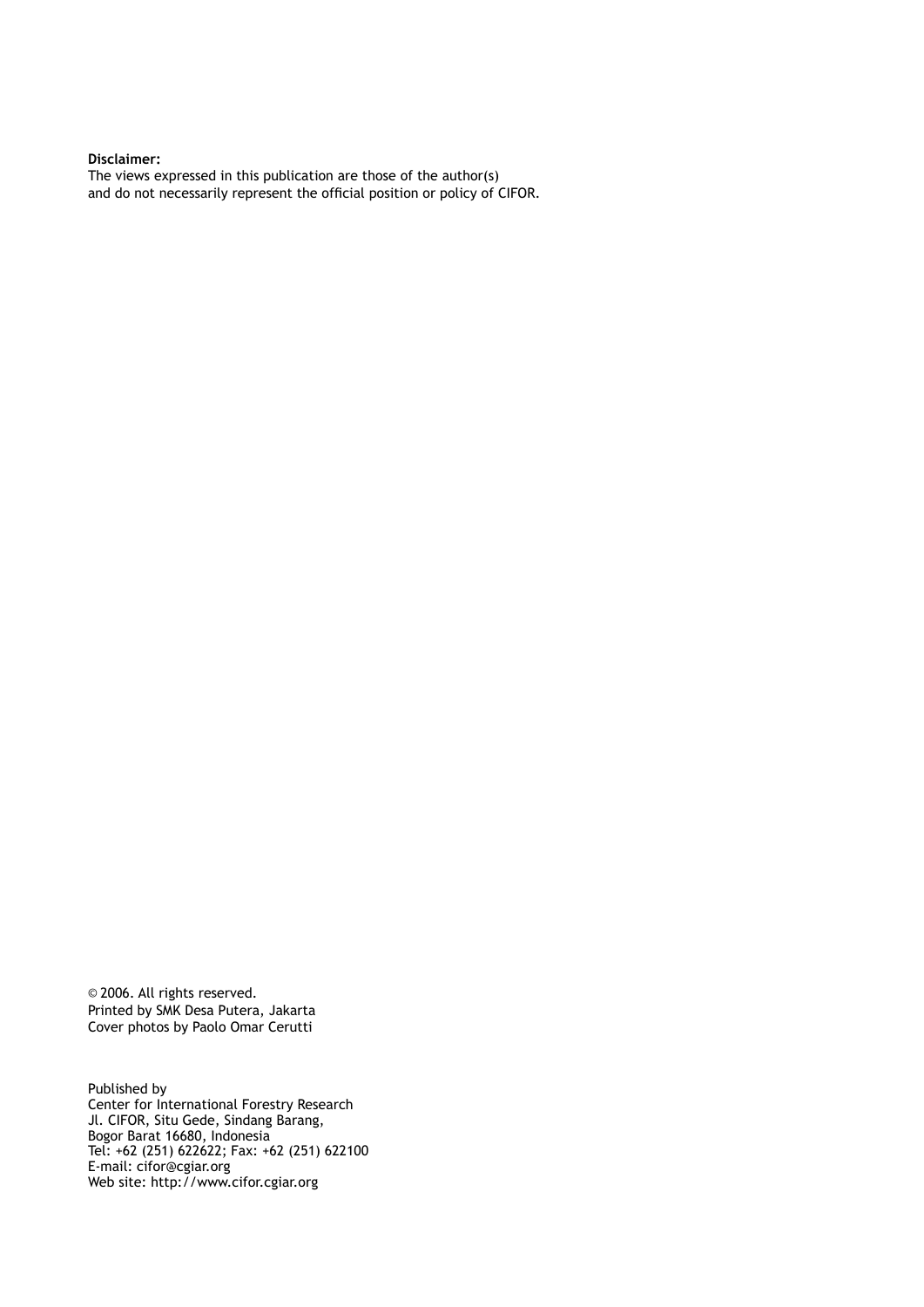**Disclaimer:**
The views expressed in this publication are those of the author(s)
and do not necessarily represent the official position or policy of CIFOR.

© 2006. All rights reserved.
Printed by SMK Desa Putera, Jakarta
Cover photos by Paolo Omar Cerutti

Published by
Center for International Forestry Research
Jl. CIFOR, Situ Gede, Sindang Barang,
Bogor Barat 16680, Indonesia
Tel: +62 (251) 622622; Fax: +62 (251) 622100
E-mail: cifor@cgiar.org
Web site: http://www.cifor.cgiar.org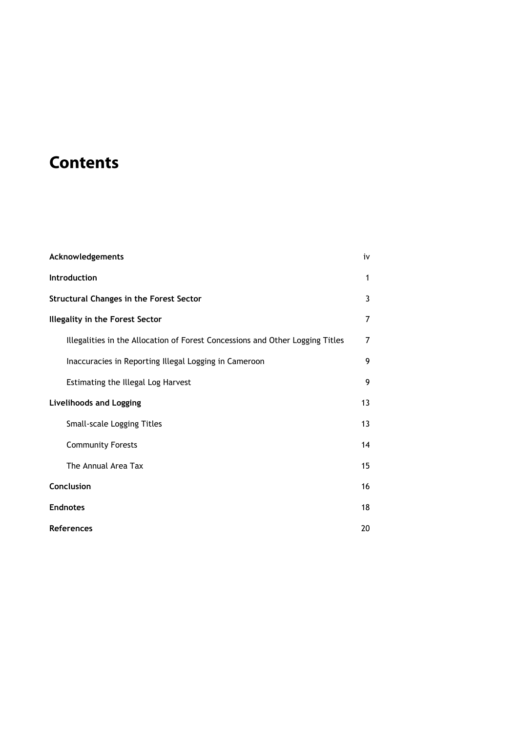# Contents

| | |
|---|---|
| **Acknowledgements** | iv |
| **Introduction** | 1 |
| **Structural Changes in the Forest Sector** | 3 |
| **Illegality in the Forest Sector** | 7 |
| Illegalities in the Allocation of Forest Concessions and Other Logging Titles | 7 |
| Inaccuracies in Reporting Illegal Logging in Cameroon | 9 |
| Estimating the Illegal Log Harvest | 9 |
| **Livelihoods and Logging** | 13 |
| Small-scale Logging Titles | 13 |
| Community Forests | 14 |
| The Annual Area Tax | 15 |
| **Conclusion** | 16 |
| **Endnotes** | 18 |
| **References** | 20 |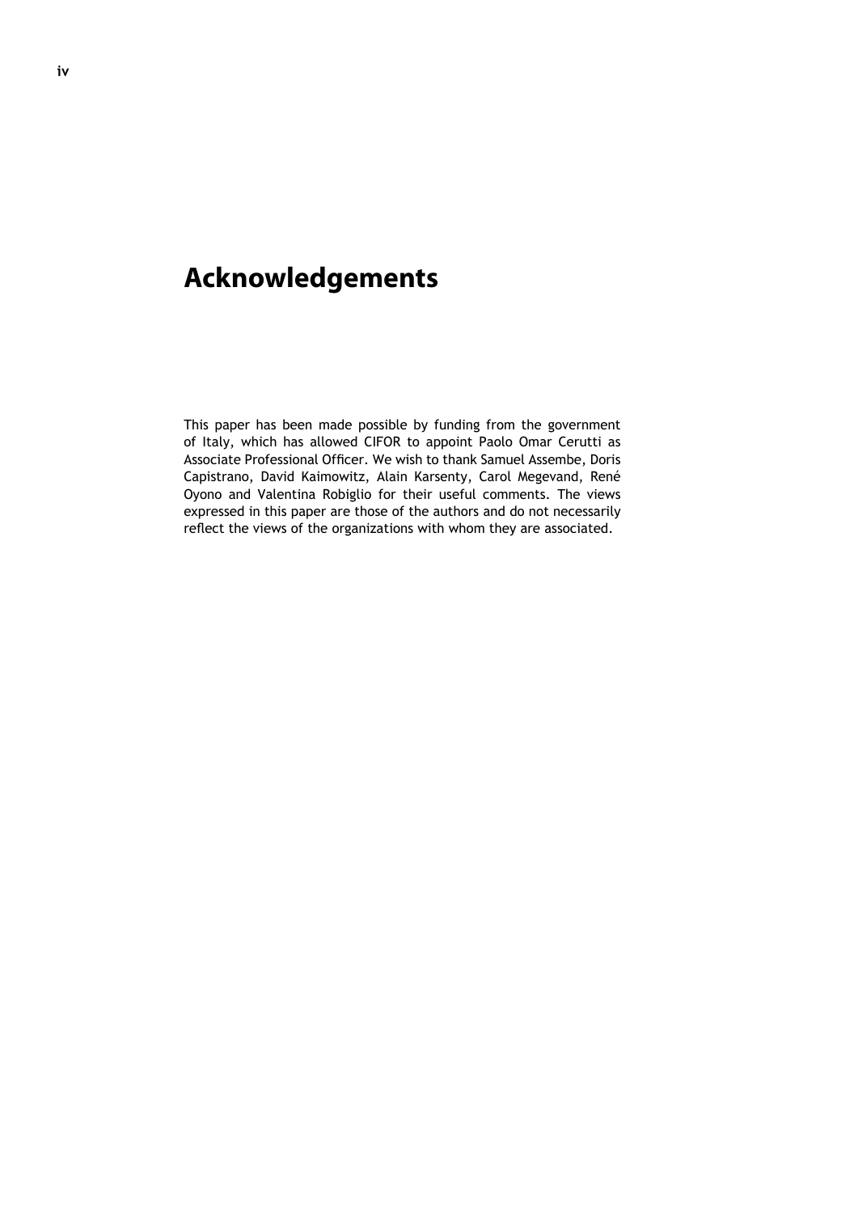# Acknowledgements

This paper has been made possible by funding from the government of Italy, which has allowed CIFOR to appoint Paolo Omar Cerutti as Associate Professional Officer. We wish to thank Samuel Assembe, Doris Capistrano, David Kaimowitz, Alain Karsenty, Carol Megevand, René Oyono and Valentina Robiglio for their useful comments. The views expressed in this paper are those of the authors and do not necessarily reflect the views of the organizations with whom they are associated.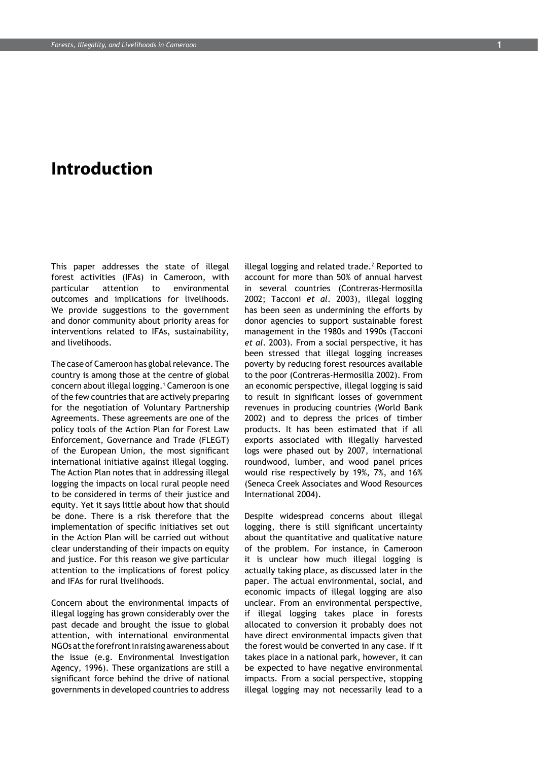# Introduction

This paper addresses the state of illegal forest activities (IFAs) in Cameroon, with particular attention to environmental outcomes and implications for livelihoods. We provide suggestions to the government and donor community about priority areas for interventions related to IFAs, sustainability, and livelihoods.

The case of Cameroon has global relevance. The country is among those at the centre of global concern about illegal logging.[1] Cameroon is one of the few countries that are actively preparing for the negotiation of Voluntary Partnership Agreements. These agreements are one of the policy tools of the Action Plan for Forest Law Enforcement, Governance and Trade (FLEGT) of the European Union, the most significant international initiative against illegal logging. The Action Plan notes that in addressing illegal logging the impacts on local rural people need to be considered in terms of their justice and equity. Yet it says little about how that should be done. There is a risk therefore that the implementation of specific initiatives set out in the Action Plan will be carried out without clear understanding of their impacts on equity and justice. For this reason we give particular attention to the implications of forest policy and IFAs for rural livelihoods.

Concern about the environmental impacts of illegal logging has grown considerably over the past decade and brought the issue to global attention, with international environmental NGOs at the forefront in raising awareness about the issue (e.g. Environmental Investigation Agency, 1996). These organizations are still a significant force behind the drive of national governments in developed countries to address illegal logging and related trade.[2] Reported to account for more than 50% of annual harvest in several countries (Contreras-Hermosilla 2002; Tacconi *et al*. 2003), illegal logging has been seen as undermining the efforts by donor agencies to support sustainable forest management in the 1980s and 1990s (Tacconi *et al*. 2003). From a social perspective, it has been stressed that illegal logging increases poverty by reducing forest resources available to the poor (Contreras-Hermosilla 2002). From an economic perspective, illegal logging is said to result in significant losses of government revenues in producing countries (World Bank 2002) and to depress the prices of timber products. It has been estimated that if all exports associated with illegally harvested logs were phased out by 2007, international roundwood, lumber, and wood panel prices would rise respectively by 19%, 7%, and 16% (Seneca Creek Associates and Wood Resources International 2004).

Despite widespread concerns about illegal logging, there is still significant uncertainty about the quantitative and qualitative nature of the problem. For instance, in Cameroon it is unclear how much illegal logging is actually taking place, as discussed later in the paper. The actual environmental, social, and economic impacts of illegal logging are also unclear. From an environmental perspective, if illegal logging takes place in forests allocated to conversion it probably does not have direct environmental impacts given that the forest would be converted in any case. If it takes place in a national park, however, it can be expected to have negative environmental impacts. From a social perspective, stopping illegal logging may not necessarily lead to a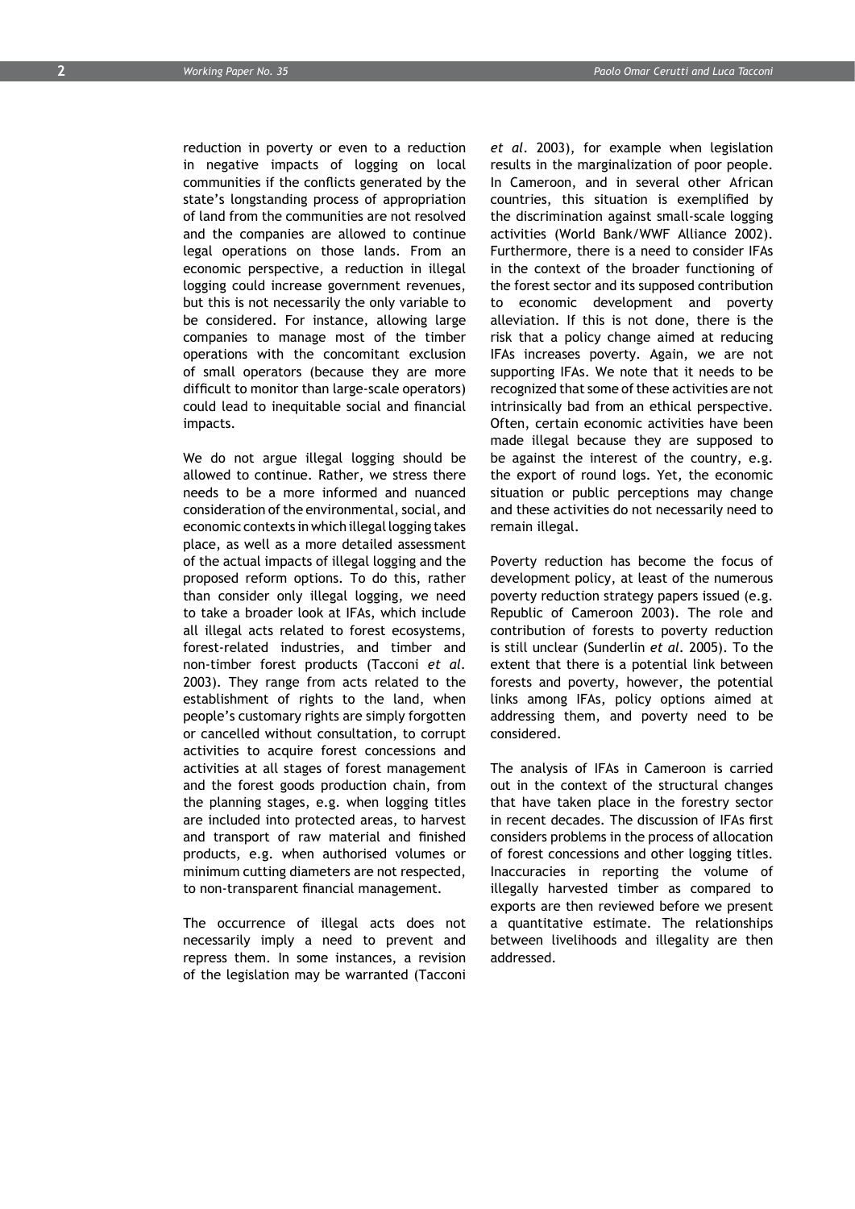reduction in poverty or even to a reduction in negative impacts of logging on local communities if the conflicts generated by the state's longstanding process of appropriation of land from the communities are not resolved and the companies are allowed to continue legal operations on those lands. From an economic perspective, a reduction in illegal logging could increase government revenues, but this is not necessarily the only variable to be considered. For instance, allowing large companies to manage most of the timber operations with the concomitant exclusion of small operators (because they are more difficult to monitor than large-scale operators) could lead to inequitable social and financial impacts.

We do not argue illegal logging should be allowed to continue. Rather, we stress there needs to be a more informed and nuanced consideration of the environmental, social, and economic contexts in which illegal logging takes place, as well as a more detailed assessment of the actual impacts of illegal logging and the proposed reform options. To do this, rather than consider only illegal logging, we need to take a broader look at IFAs, which include all illegal acts related to forest ecosystems, forest-related industries, and timber and non-timber forest products (Tacconi *et al.* 2003). They range from acts related to the establishment of rights to the land, when people's customary rights are simply forgotten or cancelled without consultation, to corrupt activities to acquire forest concessions and activities at all stages of forest management and the forest goods production chain, from the planning stages, e.g. when logging titles are included into protected areas, to harvest and transport of raw material and finished products, e.g. when authorised volumes or minimum cutting diameters are not respected, to non-transparent financial management.

The occurrence of illegal acts does not necessarily imply a need to prevent and repress them. In some instances, a revision of the legislation may be warranted (Tacconi *et al.* 2003), for example when legislation results in the marginalization of poor people. In Cameroon, and in several other African countries, this situation is exemplified by the discrimination against small-scale logging activities (World Bank/WWF Alliance 2002). Furthermore, there is a need to consider IFAs in the context of the broader functioning of the forest sector and its supposed contribution to economic development and poverty alleviation. If this is not done, there is the risk that a policy change aimed at reducing IFAs increases poverty. Again, we are not supporting IFAs. We note that it needs to be recognized that some of these activities are not intrinsically bad from an ethical perspective. Often, certain economic activities have been made illegal because they are supposed to be against the interest of the country, e.g. the export of round logs. Yet, the economic situation or public perceptions may change and these activities do not necessarily need to remain illegal.

Poverty reduction has become the focus of development policy, at least of the numerous poverty reduction strategy papers issued (e.g. Republic of Cameroon 2003). The role and contribution of forests to poverty reduction is still unclear (Sunderlin *et al.* 2005). To the extent that there is a potential link between forests and poverty, however, the potential links among IFAs, policy options aimed at addressing them, and poverty need to be considered.

The analysis of IFAs in Cameroon is carried out in the context of the structural changes that have taken place in the forestry sector in recent decades. The discussion of IFAs first considers problems in the process of allocation of forest concessions and other logging titles. Inaccuracies in reporting the volume of illegally harvested timber as compared to exports are then reviewed before we present a quantitative estimate. The relationships between livelihoods and illegality are then addressed.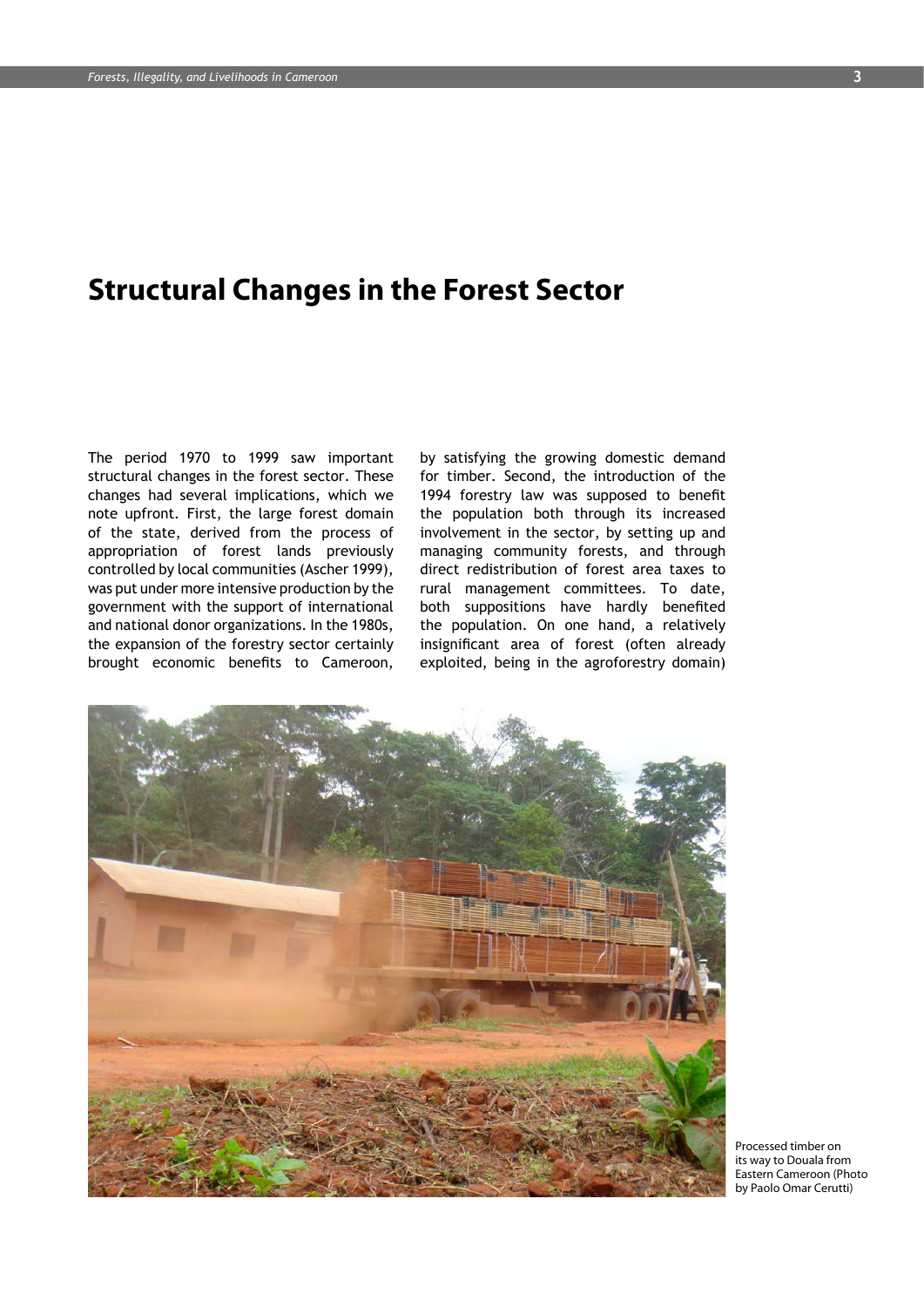# Structural Changes in the Forest Sector

The period 1970 to 1999 saw important structural changes in the forest sector. These changes had several implications, which we note upfront. First, the large forest domain of the state, derived from the process of appropriation of forest lands previously controlled by local communities (Ascher 1999), was put under more intensive production by the government with the support of international and national donor organizations. In the 1980s, the expansion of the forestry sector certainly brought economic benefits to Cameroon, by satisfying the growing domestic demand for timber. Second, the introduction of the 1994 forestry law was supposed to benefit the population both through its increased involvement in the sector, by setting up and managing community forests, and through direct redistribution of forest area taxes to rural management committees. To date, both suppositions have hardly benefited the population. On one hand, a relatively insignificant area of forest (often already exploited, being in the agroforestry domain)

Processed timber on its way to Douala from Eastern Cameroon (Photo by Paolo Omar Cerutti)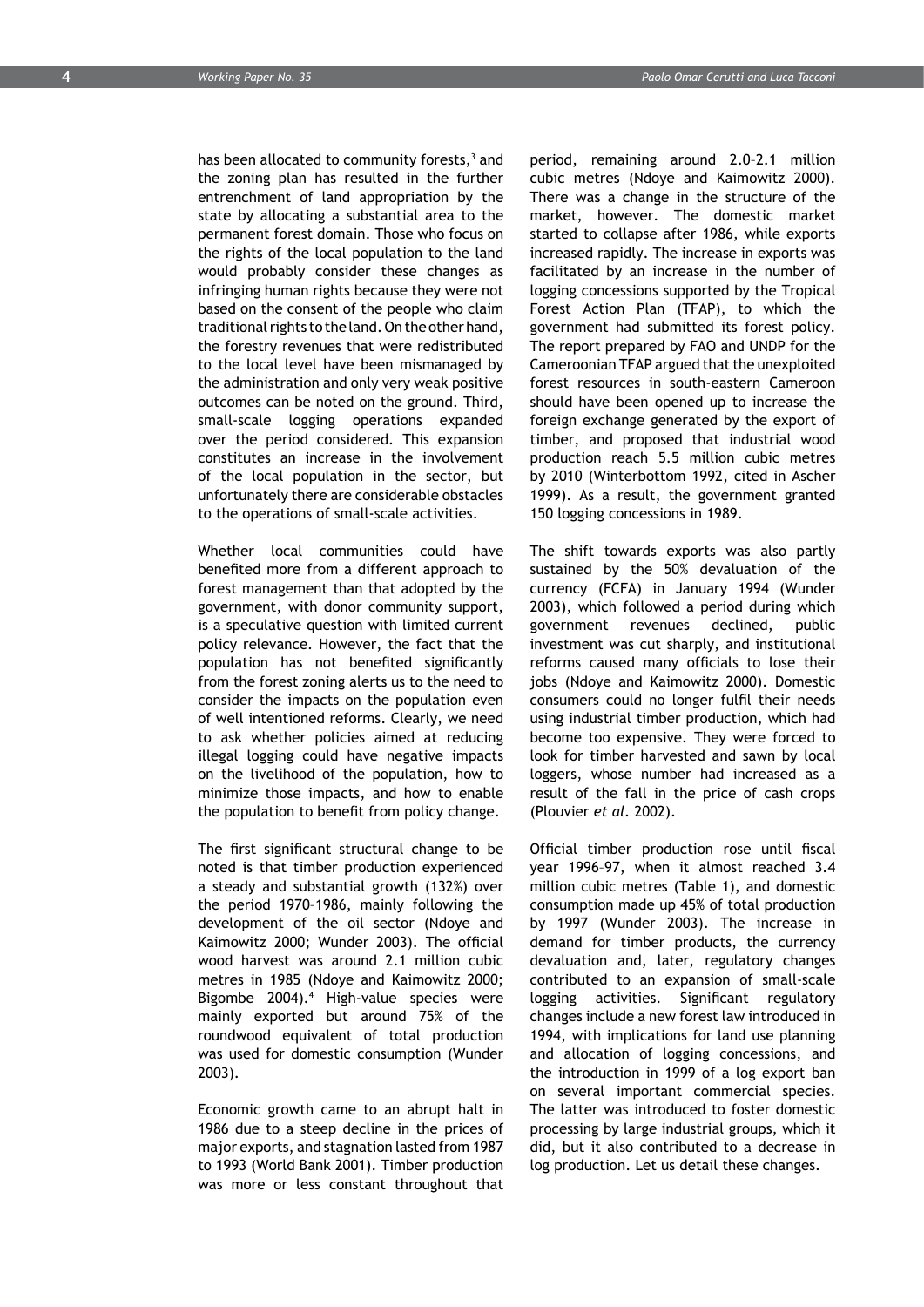has been allocated to community forests,[3] and the zoning plan has resulted in the further entrenchment of land appropriation by the state by allocating a substantial area to the permanent forest domain. Those who focus on the rights of the local population to the land would probably consider these changes as infringing human rights because they were not based on the consent of the people who claim traditional rights to the land. On the other hand, the forestry revenues that were redistributed to the local level have been mismanaged by the administration and only very weak positive outcomes can be noted on the ground. Third, small-scale logging operations expanded over the period considered. This expansion constitutes an increase in the involvement of the local population in the sector, but unfortunately there are considerable obstacles to the operations of small-scale activities.

Whether local communities could have benefited more from a different approach to forest management than that adopted by the government, with donor community support, is a speculative question with limited current policy relevance. However, the fact that the population has not benefited significantly from the forest zoning alerts us to the need to consider the impacts on the population even of well intentioned reforms. Clearly, we need to ask whether policies aimed at reducing illegal logging could have negative impacts on the livelihood of the population, how to minimize those impacts, and how to enable the population to benefit from policy change.

The first significant structural change to be noted is that timber production experienced a steady and substantial growth (132%) over the period 1970–1986, mainly following the development of the oil sector (Ndoye and Kaimowitz 2000; Wunder 2003). The official wood harvest was around 2.1 million cubic metres in 1985 (Ndoye and Kaimowitz 2000; Bigombe 2004).[4] High-value species were mainly exported but around 75% of the roundwood equivalent of total production was used for domestic consumption (Wunder 2003).

Economic growth came to an abrupt halt in 1986 due to a steep decline in the prices of major exports, and stagnation lasted from 1987 to 1993 (World Bank 2001). Timber production was more or less constant throughout that period, remaining around 2.0–2.1 million cubic metres (Ndoye and Kaimowitz 2000). There was a change in the structure of the market, however. The domestic market started to collapse after 1986, while exports increased rapidly. The increase in exports was facilitated by an increase in the number of logging concessions supported by the Tropical Forest Action Plan (TFAP), to which the government had submitted its forest policy. The report prepared by FAO and UNDP for the Cameroonian TFAP argued that the unexploited forest resources in south-eastern Cameroon should have been opened up to increase the foreign exchange generated by the export of timber, and proposed that industrial wood production reach 5.5 million cubic metres by 2010 (Winterbottom 1992, cited in Ascher 1999). As a result, the government granted 150 logging concessions in 1989.

The shift towards exports was also partly sustained by the 50% devaluation of the currency (FCFA) in January 1994 (Wunder 2003), which followed a period during which government revenues declined, public investment was cut sharply, and institutional reforms caused many officials to lose their jobs (Ndoye and Kaimowitz 2000). Domestic consumers could no longer fulfil their needs using industrial timber production, which had become too expensive. They were forced to look for timber harvested and sawn by local loggers, whose number had increased as a result of the fall in the price of cash crops (Plouvier *et al.* 2002).

Official timber production rose until fiscal year 1996–97, when it almost reached 3.4 million cubic metres (Table 1), and domestic consumption made up 45% of total production by 1997 (Wunder 2003). The increase in demand for timber products, the currency devaluation and, later, regulatory changes contributed to an expansion of small-scale logging activities. Significant regulatory changes include a new forest law introduced in 1994, with implications for land use planning and allocation of logging concessions, and the introduction in 1999 of a log export ban on several important commercial species. The latter was introduced to foster domestic processing by large industrial groups, which it did, but it also contributed to a decrease in log production. Let us detail these changes.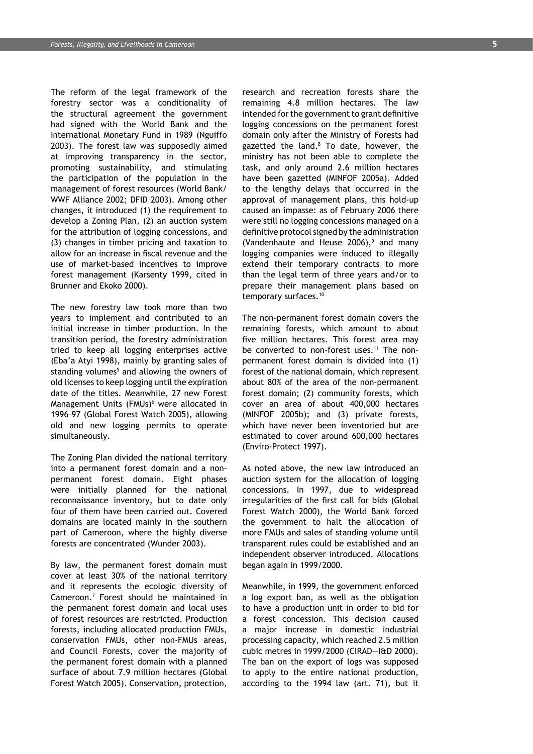The reform of the legal framework of the forestry sector was a conditionality of the structural agreement the government had signed with the World Bank and the International Monetary Fund in 1989 (Nguiffo 2003). The forest law was supposedly aimed at improving transparency in the sector, promoting sustainability, and stimulating the participation of the population in the management of forest resources (World Bank/WWF Alliance 2002; DFID 2003). Among other changes, it introduced (1) the requirement to develop a Zoning Plan, (2) an auction system for the attribution of logging concessions, and (3) changes in timber pricing and taxation to allow for an increase in fiscal revenue and the use of market-based incentives to improve forest management (Karsenty 1999, cited in Brunner and Ekoko 2000).

The new forestry law took more than two years to implement and contributed to an initial increase in timber production. In the transition period, the forestry administration tried to keep all logging enterprises active (Eba'a Atyi 1998), mainly by granting sales of standing volumes[5] and allowing the owners of old licenses to keep logging until the expiration date of the titles. Meanwhile, 27 new Forest Management Units (FMUs)[6] were allocated in 1996–97 (Global Forest Watch 2005), allowing old and new logging permits to operate simultaneously.

The Zoning Plan divided the national territory into a permanent forest domain and a non-permanent forest domain. Eight phases were initially planned for the national reconnaissance inventory, but to date only four of them have been carried out. Covered domains are located mainly in the southern part of Cameroon, where the highly diverse forests are concentrated (Wunder 2003).

By law, the permanent forest domain must cover at least 30% of the national territory and it represents the ecologic diversity of Cameroon.[7] Forest should be maintained in the permanent forest domain and local uses of forest resources are restricted. Production forests, including allocated production FMUs, conservation FMUs, other non-FMUs areas, and Council Forests, cover the majority of the permanent forest domain with a planned surface of about 7.9 million hectares (Global Forest Watch 2005). Conservation, protection, research and recreation forests share the remaining 4.8 million hectares. The law intended for the government to grant definitive logging concessions on the permanent forest domain only after the Ministry of Forests had gazetted the land.[8] To date, however, the ministry has not been able to complete the task, and only around 2.6 million hectares have been gazetted (MINFOF 2005a). Added to the lengthy delays that occurred in the approval of management plans, this hold-up caused an impasse: as of February 2006 there were still no logging concessions managed on a definitive protocol signed by the administration (Vandenhaute and Heuse 2006),[9] and many logging companies were induced to illegally extend their temporary contracts to more than the legal term of three years and/or to prepare their management plans based on temporary surfaces.[10]

The non-permanent forest domain covers the remaining forests, which amount to about five million hectares. This forest area may be converted to non-forest uses.[11] The non-permanent forest domain is divided into (1) forest of the national domain, which represent about 80% of the area of the non-permanent forest domain; (2) community forests, which cover an area of about 400,000 hectares (MINFOF 2005b); and (3) private forests, which have never been inventoried but are estimated to cover around 600,000 hectares (Enviro-Protect 1997).

As noted above, the new law introduced an auction system for the allocation of logging concessions. In 1997, due to widespread irregularities of the first call for bids (Global Forest Watch 2000), the World Bank forced the government to halt the allocation of more FMUs and sales of standing volume until transparent rules could be established and an independent observer introduced. Allocations began again in 1999/2000.

Meanwhile, in 1999, the government enforced a log export ban, as well as the obligation to have a production unit in order to bid for a forest concession. This decision caused a major increase in domestic industrial processing capacity, which reached 2.5 million cubic metres in 1999/2000 (CIRAD—I&D 2000). The ban on the export of logs was supposed to apply to the entire national production, according to the 1994 law (art. 71), but it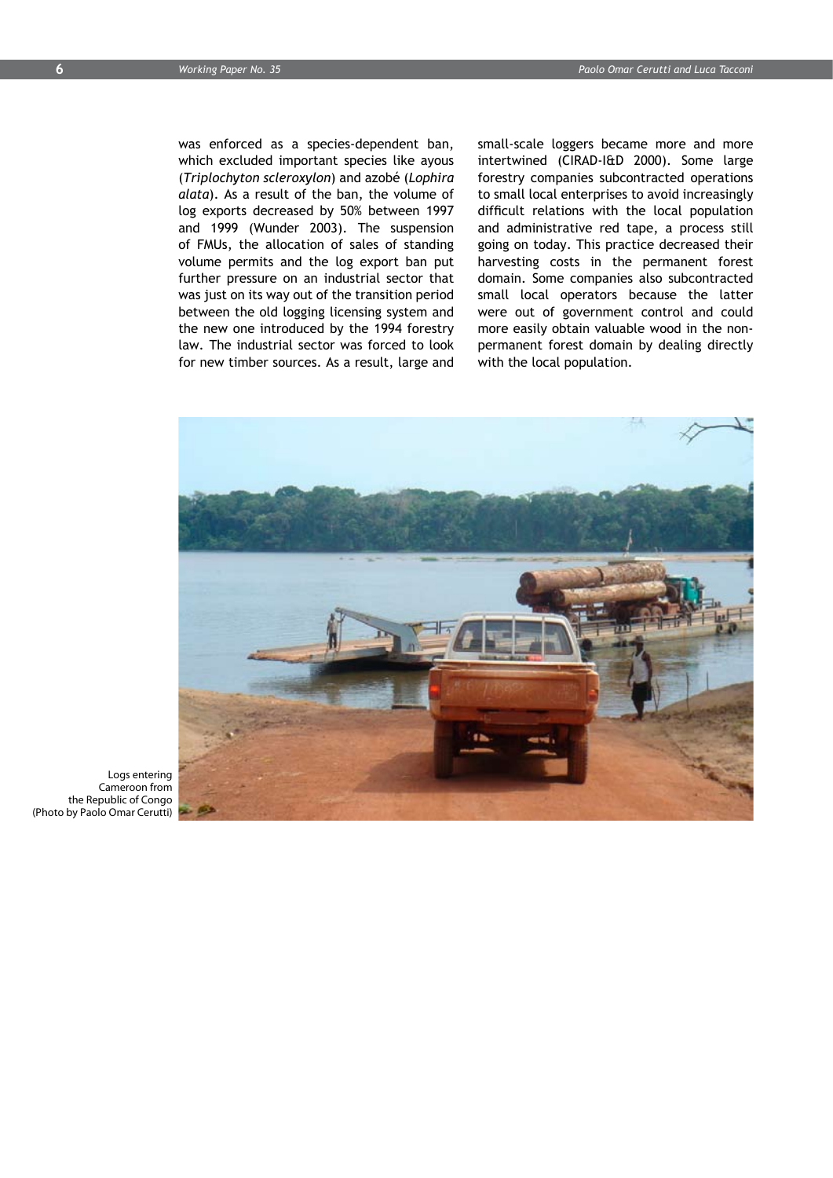was enforced as a species-dependent ban, which excluded important species like ayous (*Triplochyton scleroxylon*) and azobé (*Lophira alata*). As a result of the ban, the volume of log exports decreased by 50% between 1997 and 1999 (Wunder 2003). The suspension of FMUs, the allocation of sales of standing volume permits and the log export ban put further pressure on an industrial sector that was just on its way out of the transition period between the old logging licensing system and the new one introduced by the 1994 forestry law. The industrial sector was forced to look for new timber sources. As a result, large and small-scale loggers became more and more intertwined (CIRAD-I&D 2000). Some large forestry companies subcontracted operations to small local enterprises to avoid increasingly difficult relations with the local population and administrative red tape, a process still going on today. This practice decreased their harvesting costs in the permanent forest domain. Some companies also subcontracted small local operators because the latter were out of government control and could more easily obtain valuable wood in the non-permanent forest domain by dealing directly with the local population.

Logs entering Cameroon from the Republic of Congo (Photo by Paolo Omar Cerutti)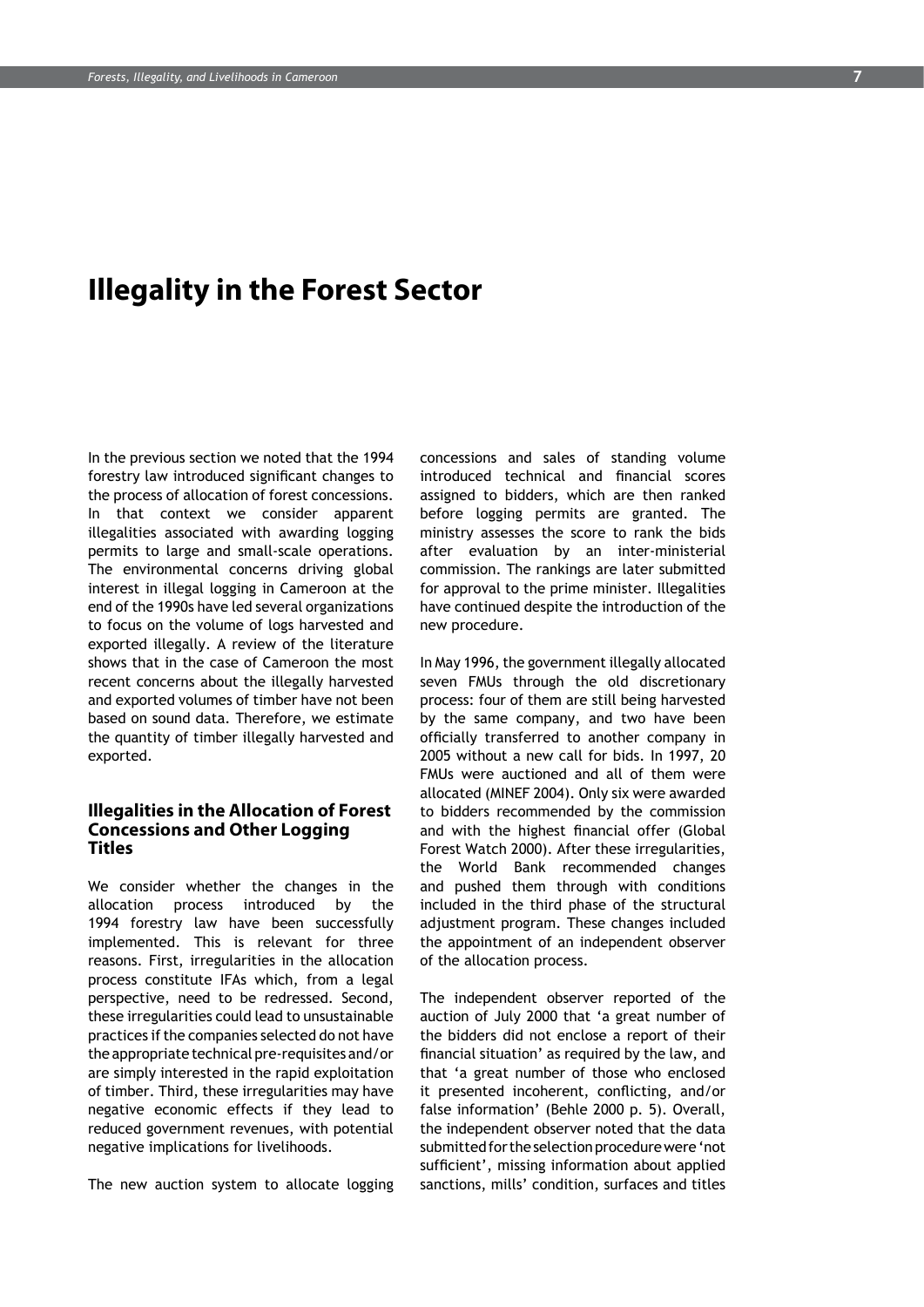# Illegality in the Forest Sector

In the previous section we noted that the 1994 forestry law introduced significant changes to the process of allocation of forest concessions. In that context we consider apparent illegalities associated with awarding logging permits to large and small-scale operations. The environmental concerns driving global interest in illegal logging in Cameroon at the end of the 1990s have led several organizations to focus on the volume of logs harvested and exported illegally. A review of the literature shows that in the case of Cameroon the most recent concerns about the illegally harvested and exported volumes of timber have not been based on sound data. Therefore, we estimate the quantity of timber illegally harvested and exported.

## Illegalities in the Allocation of Forest Concessions and Other Logging Titles

We consider whether the changes in the allocation process introduced by the 1994 forestry law have been successfully implemented. This is relevant for three reasons. First, irregularities in the allocation process constitute IFAs which, from a legal perspective, need to be redressed. Second, these irregularities could lead to unsustainable practices if the companies selected do not have the appropriate technical pre-requisites and/or are simply interested in the rapid exploitation of timber. Third, these irregularities may have negative economic effects if they lead to reduced government revenues, with potential negative implications for livelihoods.

The new auction system to allocate logging concessions and sales of standing volume introduced technical and financial scores assigned to bidders, which are then ranked before logging permits are granted. The ministry assesses the score to rank the bids after evaluation by an inter-ministerial commission. The rankings are later submitted for approval to the prime minister. Illegalities have continued despite the introduction of the new procedure.

In May 1996, the government illegally allocated seven FMUs through the old discretionary process: four of them are still being harvested by the same company, and two have been officially transferred to another company in 2005 without a new call for bids. In 1997, 20 FMUs were auctioned and all of them were allocated (MINEF 2004). Only six were awarded to bidders recommended by the commission and with the highest financial offer (Global Forest Watch 2000). After these irregularities, the World Bank recommended changes and pushed them through with conditions included in the third phase of the structural adjustment program. These changes included the appointment of an independent observer of the allocation process.

The independent observer reported of the auction of July 2000 that 'a great number of the bidders did not enclose a report of their financial situation' as required by the law, and that 'a great number of those who enclosed it presented incoherent, conflicting, and/or false information' (Behle 2000 p. 5). Overall, the independent observer noted that the data submitted for the selection procedure were 'not sufficient', missing information about applied sanctions, mills' condition, surfaces and titles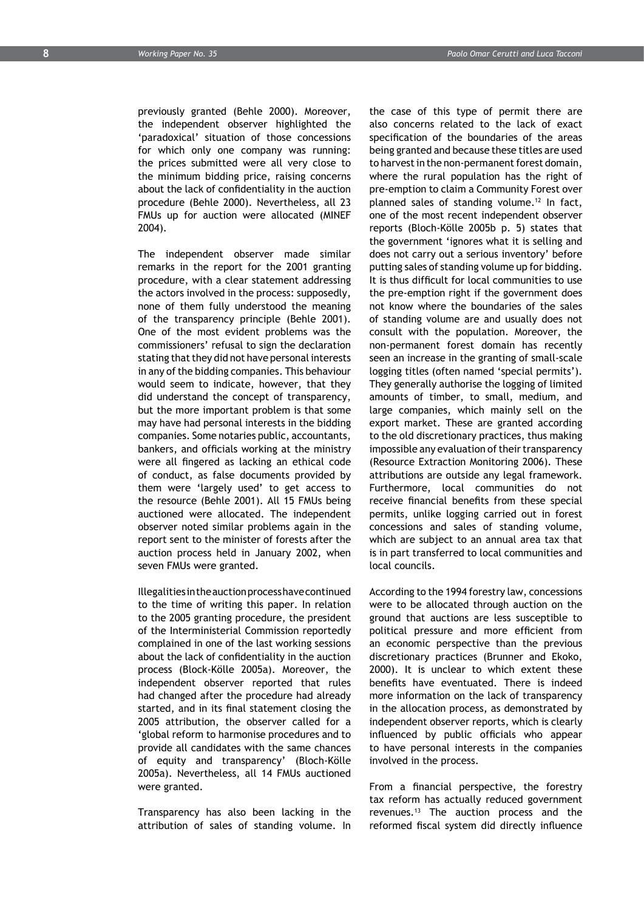previously granted (Behle 2000). Moreover, the independent observer highlighted the 'paradoxical' situation of those concessions for which only one company was running: the prices submitted were all very close to the minimum bidding price, raising concerns about the lack of confidentiality in the auction procedure (Behle 2000). Nevertheless, all 23 FMUs up for auction were allocated (MINEF 2004).

The independent observer made similar remarks in the report for the 2001 granting procedure, with a clear statement addressing the actors involved in the process: supposedly, none of them fully understood the meaning of the transparency principle (Behle 2001). One of the most evident problems was the commissioners' refusal to sign the declaration stating that they did not have personal interests in any of the bidding companies. This behaviour would seem to indicate, however, that they did understand the concept of transparency, but the more important problem is that some may have had personal interests in the bidding companies. Some notaries public, accountants, bankers, and officials working at the ministry were all fingered as lacking an ethical code of conduct, as false documents provided by them were 'largely used' to get access to the resource (Behle 2001). All 15 FMUs being auctioned were allocated. The independent observer noted similar problems again in the report sent to the minister of forests after the auction process held in January 2002, when seven FMUs were granted.

Illegalities in the auction process have continued to the time of writing this paper. In relation to the 2005 granting procedure, the president of the Interministerial Commission reportedly complained in one of the last working sessions about the lack of confidentiality in the auction process (Block-Kölle 2005a). Moreover, the independent observer reported that rules had changed after the procedure had already started, and in its final statement closing the 2005 attribution, the observer called for a 'global reform to harmonise procedures and to provide all candidates with the same chances of equity and transparency' (Bloch-Kölle 2005a). Nevertheless, all 14 FMUs auctioned were granted.

Transparency has also been lacking in the attribution of sales of standing volume. In the case of this type of permit there are also concerns related to the lack of exact specification of the boundaries of the areas being granted and because these titles are used to harvest in the non-permanent forest domain, where the rural population has the right of pre-emption to claim a Community Forest over planned sales of standing volume.[12] In fact, one of the most recent independent observer reports (Bloch-Kölle 2005b p. 5) states that the government 'ignores what it is selling and does not carry out a serious inventory' before putting sales of standing volume up for bidding. It is thus difficult for local communities to use the pre-emption right if the government does not know where the boundaries of the sales of standing volume are and usually does not consult with the population. Moreover, the non-permanent forest domain has recently seen an increase in the granting of small-scale logging titles (often named 'special permits'). They generally authorise the logging of limited amounts of timber, to small, medium, and large companies, which mainly sell on the export market. These are granted according to the old discretionary practices, thus making impossible any evaluation of their transparency (Resource Extraction Monitoring 2006). These attributions are outside any legal framework. Furthermore, local communities do not receive financial benefits from these special permits, unlike logging carried out in forest concessions and sales of standing volume, which are subject to an annual area tax that is in part transferred to local communities and local councils.

According to the 1994 forestry law, concessions were to be allocated through auction on the ground that auctions are less susceptible to political pressure and more efficient from an economic perspective than the previous discretionary practices (Brunner and Ekoko, 2000). It is unclear to which extent these benefits have eventuated. There is indeed more information on the lack of transparency in the allocation process, as demonstrated by independent observer reports, which is clearly influenced by public officials who appear to have personal interests in the companies involved in the process.

From a financial perspective, the forestry tax reform has actually reduced government revenues.[13] The auction process and the reformed fiscal system did directly influence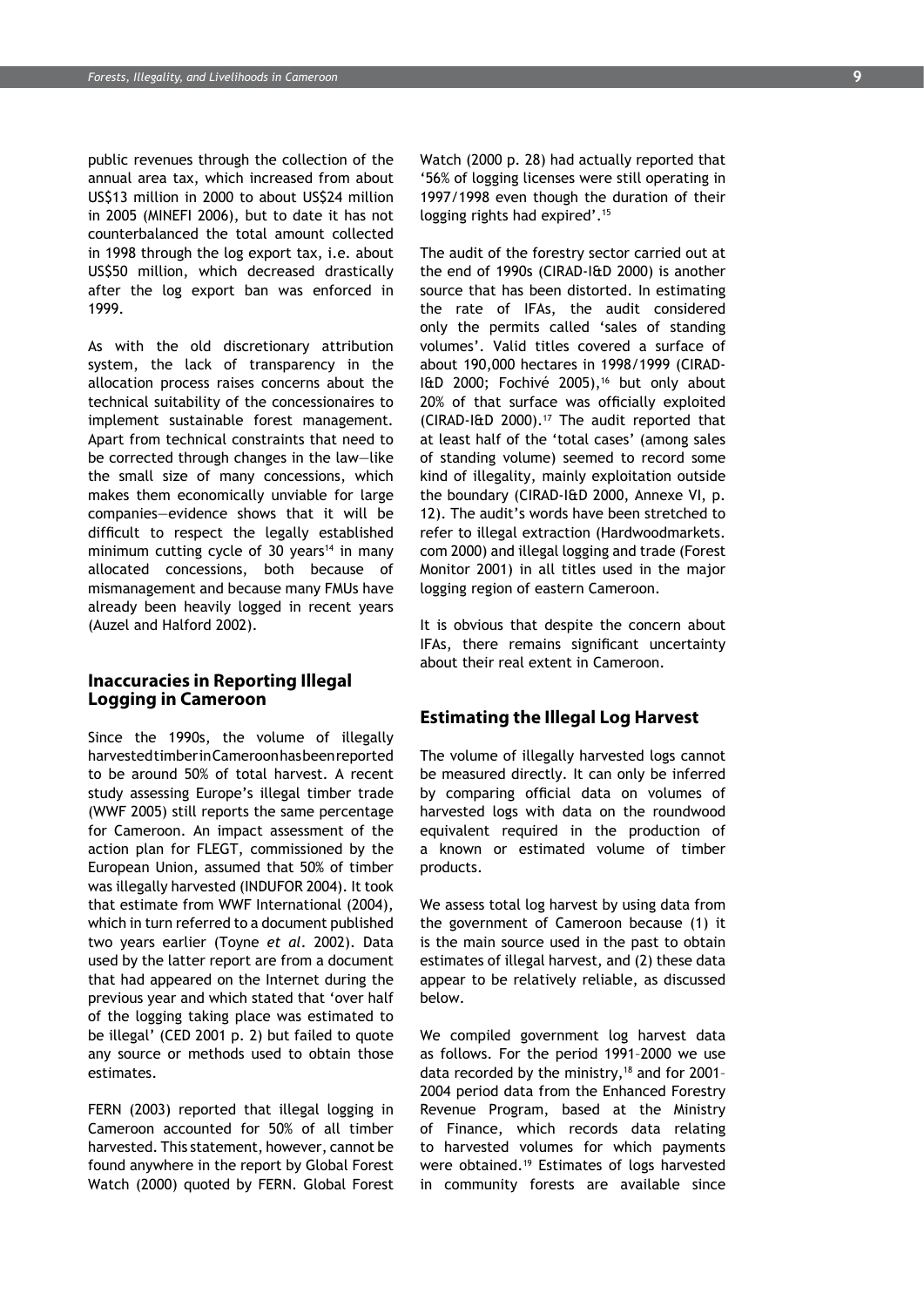public revenues through the collection of the annual area tax, which increased from about US$13 million in 2000 to about US$24 million in 2005 (MINEFI 2006), but to date it has not counterbalanced the total amount collected in 1998 through the log export tax, i.e. about US$50 million, which decreased drastically after the log export ban was enforced in 1999.

As with the old discretionary attribution system, the lack of transparency in the allocation process raises concerns about the technical suitability of the concessionaires to implement sustainable forest management. Apart from technical constraints that need to be corrected through changes in the law—like the small size of many concessions, which makes them economically unviable for large companies—evidence shows that it will be difficult to respect the legally established minimum cutting cycle of 30 years[14] in many allocated concessions, both because of mismanagement and because many FMUs have already been heavily logged in recent years (Auzel and Halford 2002).

## Inaccuracies in Reporting Illegal Logging in Cameroon

Since the 1990s, the volume of illegally harvested timber in Cameroon has been reported to be around 50% of total harvest. A recent study assessing Europe's illegal timber trade (WWF 2005) still reports the same percentage for Cameroon. An impact assessment of the action plan for FLEGT, commissioned by the European Union, assumed that 50% of timber was illegally harvested (INDUFOR 2004). It took that estimate from WWF International (2004), which in turn referred to a document published two years earlier (Toyne *et al*. 2002). Data used by the latter report are from a document that had appeared on the Internet during the previous year and which stated that 'over half of the logging taking place was estimated to be illegal' (CED 2001 p. 2) but failed to quote any source or methods used to obtain those estimates.

FERN (2003) reported that illegal logging in Cameroon accounted for 50% of all timber harvested. This statement, however, cannot be found anywhere in the report by Global Forest Watch (2000) quoted by FERN. Global Forest Watch (2000 p. 28) had actually reported that '56% of logging licenses were still operating in 1997/1998 even though the duration of their logging rights had expired'.[15]

The audit of the forestry sector carried out at the end of 1990s (CIRAD-I&D 2000) is another source that has been distorted. In estimating the rate of IFAs, the audit considered only the permits called 'sales of standing volumes'. Valid titles covered a surface of about 190,000 hectares in 1998/1999 (CIRAD-I&D 2000; Fochivé 2005),[16] but only about 20% of that surface was officially exploited (CIRAD-I&D 2000).[17] The audit reported that at least half of the 'total cases' (among sales of standing volume) seemed to record some kind of illegality, mainly exploitation outside the boundary (CIRAD-I&D 2000, Annexe VI, p. 12). The audit's words have been stretched to refer to illegal extraction (Hardwoodmarkets.com 2000) and illegal logging and trade (Forest Monitor 2001) in all titles used in the major logging region of eastern Cameroon.

It is obvious that despite the concern about IFAs, there remains significant uncertainty about their real extent in Cameroon.

## Estimating the Illegal Log Harvest

The volume of illegally harvested logs cannot be measured directly. It can only be inferred by comparing official data on volumes of harvested logs with data on the roundwood equivalent required in the production of a known or estimated volume of timber products.

We assess total log harvest by using data from the government of Cameroon because (1) it is the main source used in the past to obtain estimates of illegal harvest, and (2) these data appear to be relatively reliable, as discussed below.

We compiled government log harvest data as follows. For the period 1991–2000 we use data recorded by the ministry,[18] and for 2001–2004 period data from the Enhanced Forestry Revenue Program, based at the Ministry of Finance, which records data relating to harvested volumes for which payments were obtained.[19] Estimates of logs harvested in community forests are available since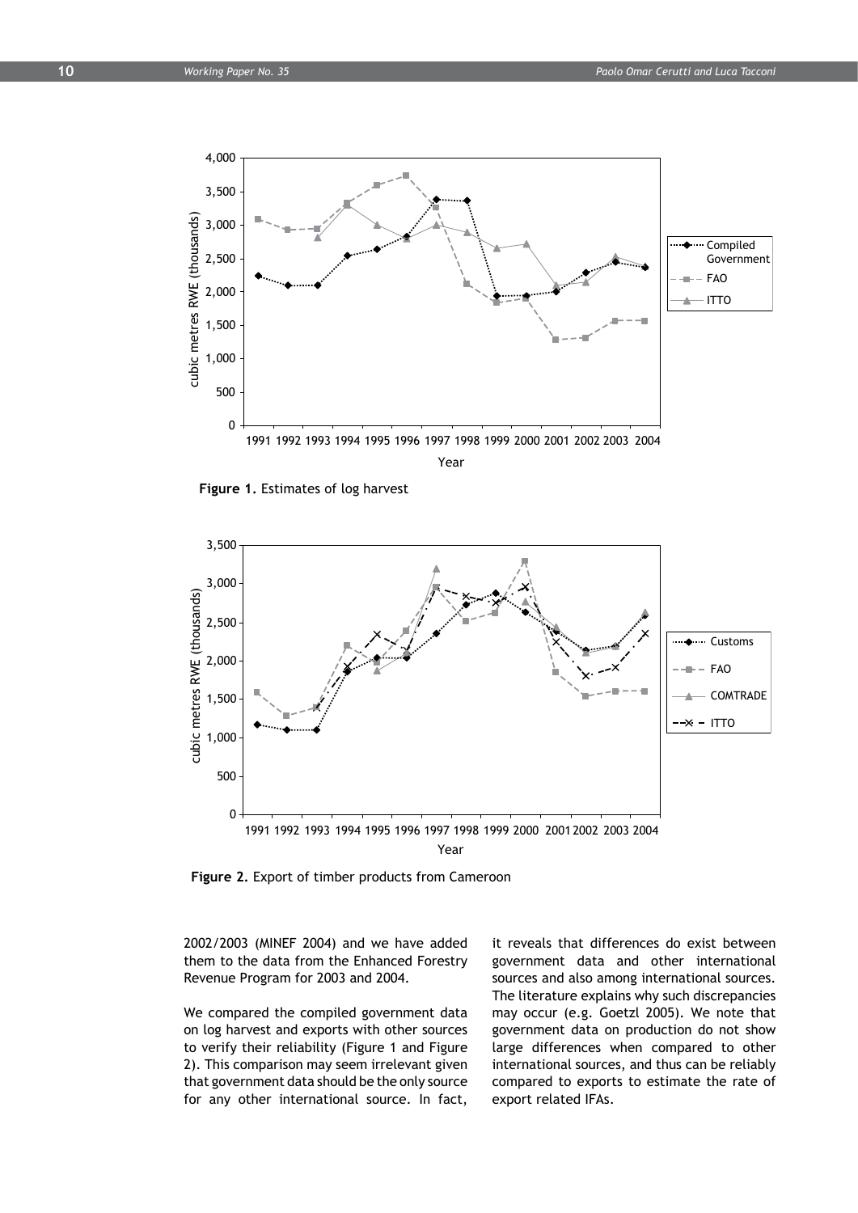**Figure 1.** Estimates of log harvest

**Figure 2.** Export of timber products from Cameroon

2002/2003 (MINEF 2004) and we have added them to the data from the Enhanced Forestry Revenue Program for 2003 and 2004.

We compared the compiled government data on log harvest and exports with other sources to verify their reliability (Figure 1 and Figure 2). This comparison may seem irrelevant given that government data should be the only source for any other international source. In fact, it reveals that differences do exist between government data and other international sources and also among international sources. The literature explains why such discrepancies may occur (e.g. Goetzl 2005). We note that government data on production do not show large differences when compared to other international sources, and thus can be reliably compared to exports to estimate the rate of export related IFAs.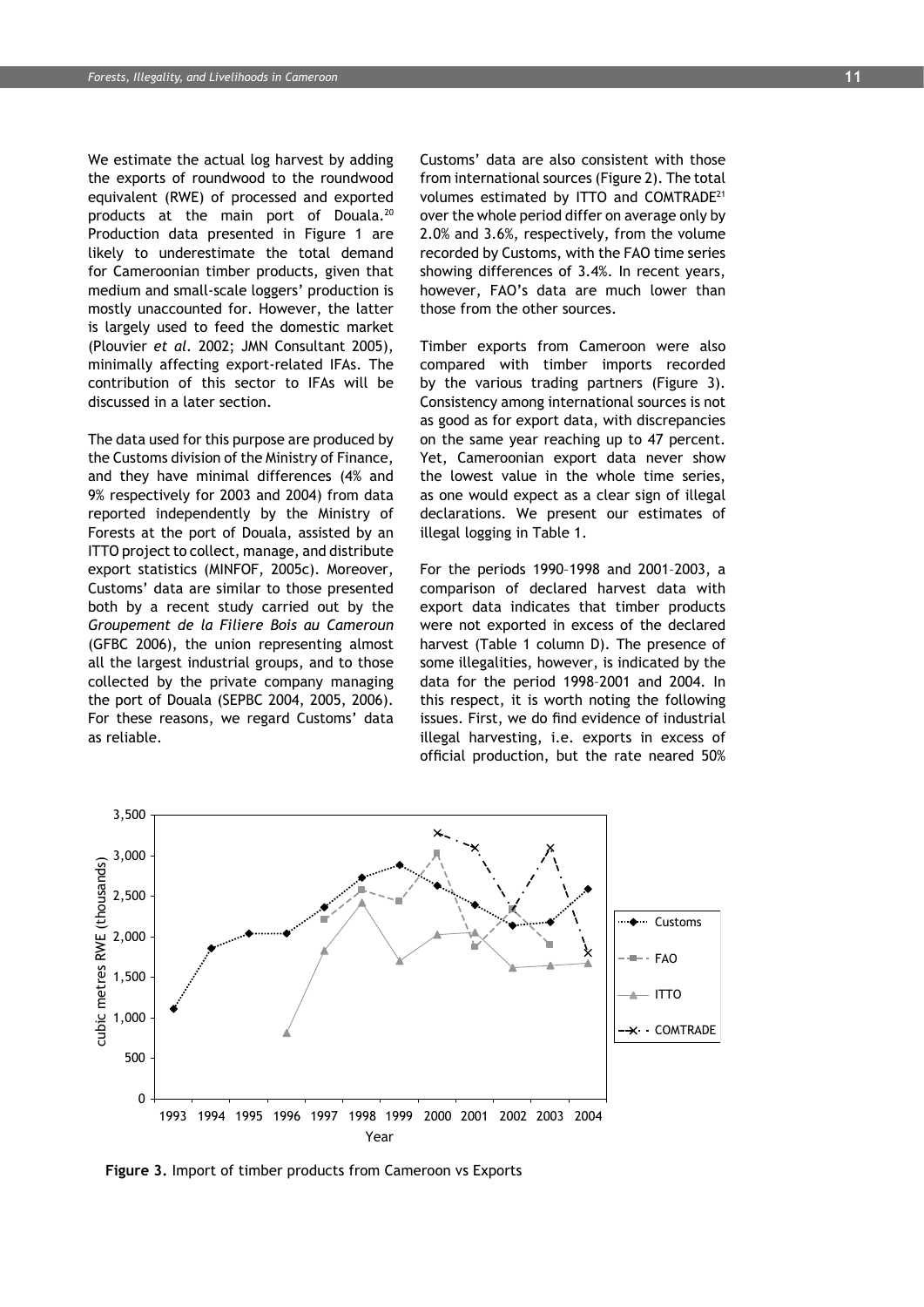We estimate the actual log harvest by adding the exports of roundwood to the roundwood equivalent (RWE) of processed and exported products at the main port of Douala.[20] Production data presented in Figure 1 are likely to underestimate the total demand for Cameroonian timber products, given that medium and small-scale loggers' production is mostly unaccounted for. However, the latter is largely used to feed the domestic market (Plouvier *et al*. 2002; JMN Consultant 2005), minimally affecting export-related IFAs. The contribution of this sector to IFAs will be discussed in a later section.

The data used for this purpose are produced by the Customs division of the Ministry of Finance, and they have minimal differences (4% and 9% respectively for 2003 and 2004) from data reported independently by the Ministry of Forests at the port of Douala, assisted by an ITTO project to collect, manage, and distribute export statistics (MINFOF, 2005c). Moreover, Customs' data are similar to those presented both by a recent study carried out by the *Groupement de la Filiere Bois au Cameroun* (GFBC 2006), the union representing almost all the largest industrial groups, and to those collected by the private company managing the port of Douala (SEPBC 2004, 2005, 2006). For these reasons, we regard Customs' data as reliable.

Customs' data are also consistent with those from international sources (Figure 2). The total volumes estimated by ITTO and COMTRADE[21] over the whole period differ on average only by 2.0% and 3.6%, respectively, from the volume recorded by Customs, with the FAO time series showing differences of 3.4%. In recent years, however, FAO's data are much lower than those from the other sources.

Timber exports from Cameroon were also compared with timber imports recorded by the various trading partners (Figure 3). Consistency among international sources is not as good as for export data, with discrepancies on the same year reaching up to 47 percent. Yet, Cameroonian export data never show the lowest value in the whole time series, as one would expect as a clear sign of illegal declarations. We present our estimates of illegal logging in Table 1.

For the periods 1990–1998 and 2001–2003, a comparison of declared harvest data with export data indicates that timber products were not exported in excess of the declared harvest (Table 1 column D). The presence of some illegalities, however, is indicated by the data for the period 1998–2001 and 2004. In this respect, it is worth noting the following issues. First, we do find evidence of industrial illegal harvesting, i.e. exports in excess of official production, but the rate neared 50%

**Figure 3.** Import of timber products from Cameroon vs Exports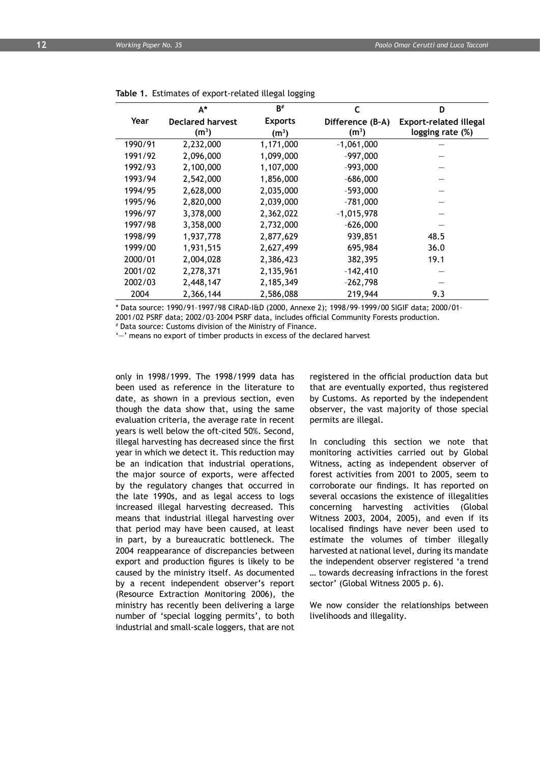**Table 1.** Estimates of export-related illegal logging

| Year | A* Declared harvest ($m^3$) | B[#] Exports ($m^3$) | C Difference (B-A) ($m^3$) | D Export-related illegal logging rate (%) |
|---|---|---|---|---|
| 1990/91 | 2,232,000 | 1,171,000 | -1,061,000 | — |
| 1991/92 | 2,096,000 | 1,099,000 | -997,000 | — |
| 1992/93 | 2,100,000 | 1,107,000 | -993,000 | — |
| 1993/94 | 2,542,000 | 1,856,000 | -686,000 | — |
| 1994/95 | 2,628,000 | 2,035,000 | -593,000 | — |
| 1995/96 | 2,820,000 | 2,039,000 | -781,000 | — |
| 1996/97 | 3,378,000 | 2,362,022 | -1,015,978 | — |
| 1997/98 | 3,358,000 | 2,732,000 | -626,000 | — |
| 1998/99 | 1,937,778 | 2,877,629 | 939,851 | 48.5 |
| 1999/00 | 1,931,515 | 2,627,499 | 695,984 | 36.0 |
| 2000/01 | 2,004,028 | 2,386,423 | 382,395 | 19.1 |
| 2001/02 | 2,278,371 | 2,135,961 | -142,410 | — |
| 2002/03 | 2,448,147 | 2,185,349 | -262,798 | — |
| 2004 | 2,366,144 | 2,586,088 | 219,944 | 9.3 |

* Data source: 1990/91–1997/98 CIRAD-I&D (2000, Annexe 2); 1998/99–1999/00 SIGIF data; 2000/01–2001/02 PSRF data; 2002/03–2004 PSRF data, includes official Community Forests production.

[#] Data source: Customs division of the Ministry of Finance.

'—' means no export of timber products in excess of the declared harvest

only in 1998/1999. The 1998/1999 data has been used as reference in the literature to date, as shown in a previous section, even though the data show that, using the same evaluation criteria, the average rate in recent years is well below the oft-cited 50%. Second, illegal harvesting has decreased since the first year in which we detect it. This reduction may be an indication that industrial operations, the major source of exports, were affected by the regulatory changes that occurred in the late 1990s, and as legal access to logs increased illegal harvesting decreased. This means that industrial illegal harvesting over that period may have been caused, at least in part, by a bureaucratic bottleneck. The 2004 reappearance of discrepancies between export and production figures is likely to be caused by the ministry itself. As documented by a recent independent observer's report (Resource Extraction Monitoring 2006), the ministry has recently been delivering a large number of 'special logging permits', to both industrial and small-scale loggers, that are not registered in the official production data but that are eventually exported, thus registered by Customs. As reported by the independent observer, the vast majority of those special permits are illegal.

In concluding this section we note that monitoring activities carried out by Global Witness, acting as independent observer of forest activities from 2001 to 2005, seem to corroborate our findings. It has reported on several occasions the existence of illegalities concerning harvesting activities (Global Witness 2003, 2004, 2005), and even if its localised findings have never been used to estimate the volumes of timber illegally harvested at national level, during its mandate the independent observer registered 'a trend … towards decreasing infractions in the forest sector' (Global Witness 2005 p. 6).

We now consider the relationships between livelihoods and illegality.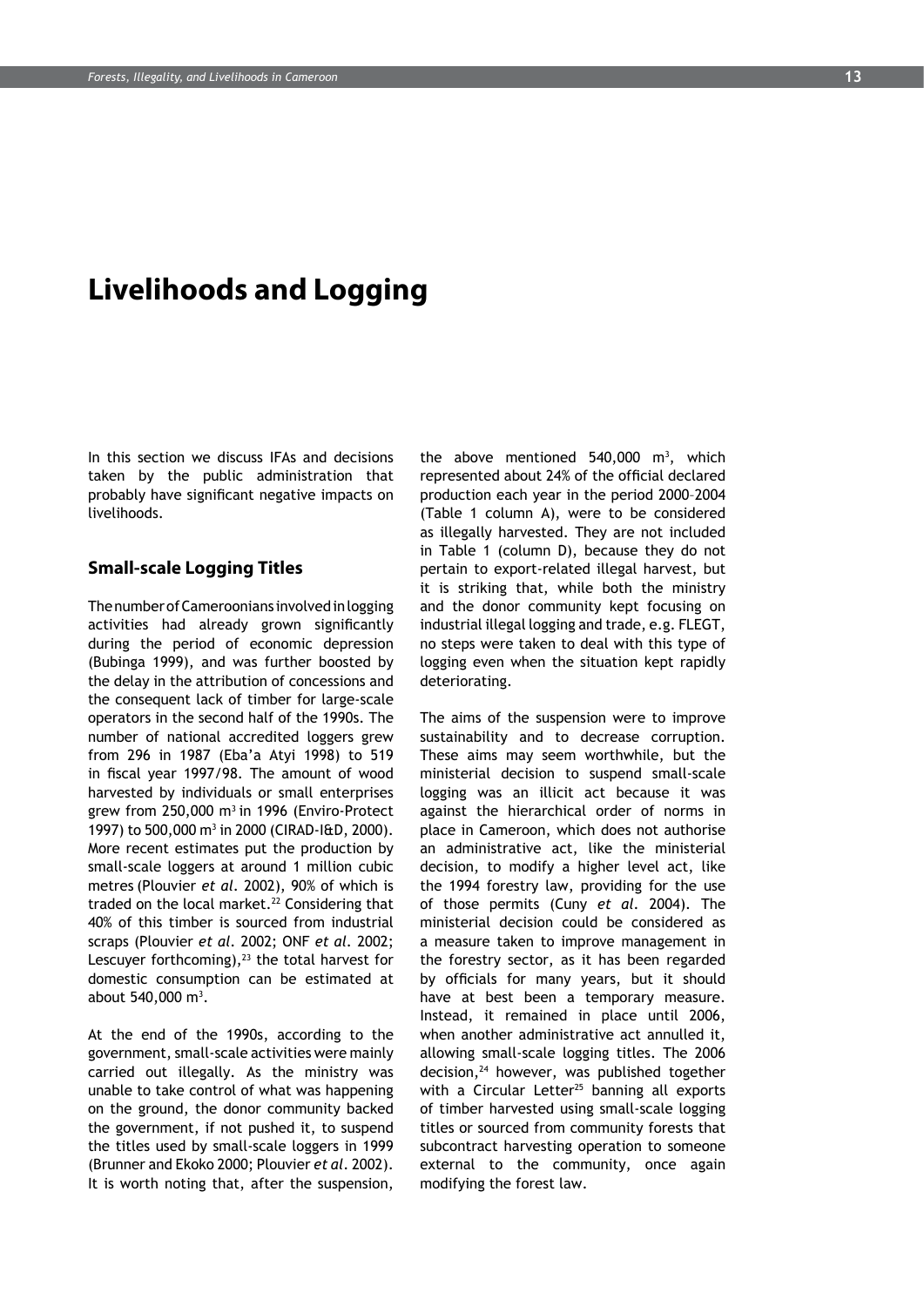# Livelihoods and Logging

In this section we discuss IFAs and decisions taken by the public administration that probably have significant negative impacts on livelihoods.

## Small-scale Logging Titles

The number of Cameroonians involved in logging activities had already grown significantly during the period of economic depression (Bubinga 1999), and was further boosted by the delay in the attribution of concessions and the consequent lack of timber for large-scale operators in the second half of the 1990s. The number of national accredited loggers grew from 296 in 1987 (Eba'a Atyi 1998) to 519 in fiscal year 1997/98. The amount of wood harvested by individuals or small enterprises grew from 250,000 $m^3$ in 1996 (Enviro-Protect 1997) to 500,000 $m^3$ in 2000 (CIRAD-I&D, 2000). More recent estimates put the production by small-scale loggers at around 1 million cubic metres (Plouvier *et al*. 2002), 90% of which is traded on the local market.[22] Considering that 40% of this timber is sourced from industrial scraps (Plouvier *et al*. 2002; ONF *et al*. 2002; Lescuyer forthcoming),[23] the total harvest for domestic consumption can be estimated at about 540,000 $m^3$.

At the end of the 1990s, according to the government, small-scale activities were mainly carried out illegally. As the ministry was unable to take control of what was happening on the ground, the donor community backed the government, if not pushed it, to suspend the titles used by small-scale loggers in 1999 (Brunner and Ekoko 2000; Plouvier *et al*. 2002). It is worth noting that, after the suspension, the above mentioned 540,000 $m^3$, which represented about 24% of the official declared production each year in the period 2000–2004 (Table 1 column A), were to be considered as illegally harvested. They are not included in Table 1 (column D), because they do not pertain to export-related illegal harvest, but it is striking that, while both the ministry and the donor community kept focusing on industrial illegal logging and trade, e.g. FLEGT, no steps were taken to deal with this type of logging even when the situation kept rapidly deteriorating.

The aims of the suspension were to improve sustainability and to decrease corruption. These aims may seem worthwhile, but the ministerial decision to suspend small-scale logging was an illicit act because it was against the hierarchical order of norms in place in Cameroon, which does not authorise an administrative act, like the ministerial decision, to modify a higher level act, like the 1994 forestry law, providing for the use of those permits (Cuny *et al*. 2004). The ministerial decision could be considered as a measure taken to improve management in the forestry sector, as it has been regarded by officials for many years, but it should have at best been a temporary measure. Instead, it remained in place until 2006, when another administrative act annulled it, allowing small-scale logging titles. The 2006 decision,[24] however, was published together with a Circular Letter[25] banning all exports of timber harvested using small-scale logging titles or sourced from community forests that subcontract harvesting operation to someone external to the community, once again modifying the forest law.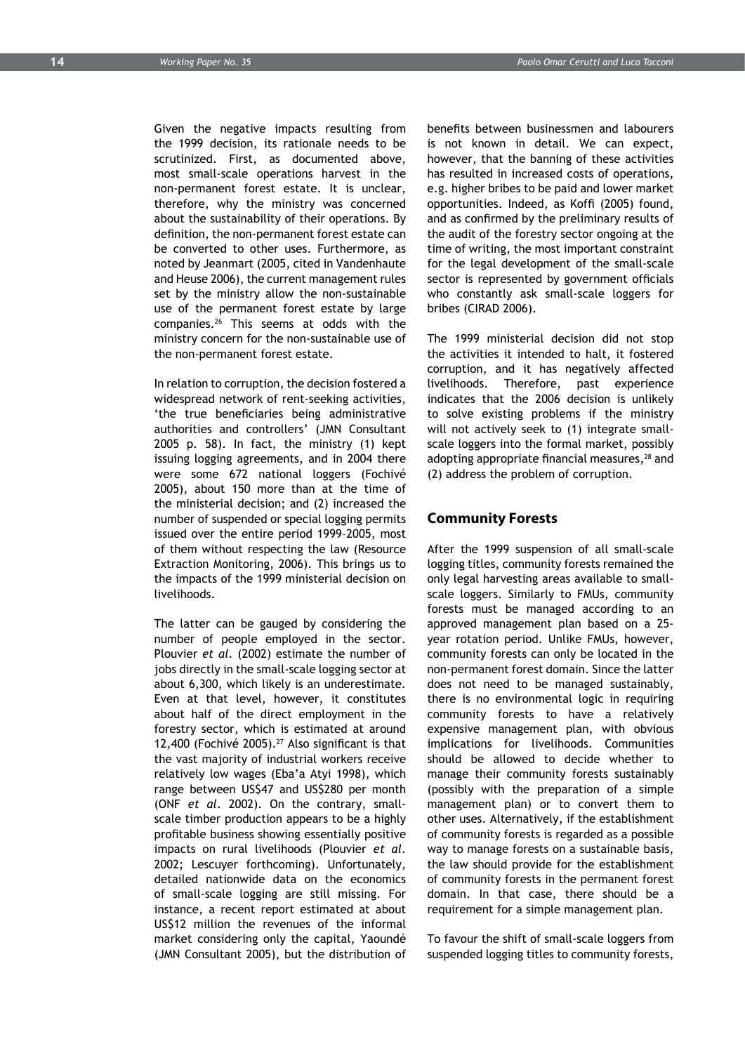Given the negative impacts resulting from the 1999 decision, its rationale needs to be scrutinized. First, as documented above, most small-scale operations harvest in the non-permanent forest estate. It is unclear, therefore, why the ministry was concerned about the sustainability of their operations. By definition, the non-permanent forest estate can be converted to other uses. Furthermore, as noted by Jeanmart (2005, cited in Vandenhaute and Heuse 2006), the current management rules set by the ministry allow the non-sustainable use of the permanent forest estate by large companies.[26] This seems at odds with the ministry concern for the non-sustainable use of the non-permanent forest estate.

In relation to corruption, the decision fostered a widespread network of rent-seeking activities, 'the true beneficiaries being administrative authorities and controllers' (JMN Consultant 2005 p. 58). In fact, the ministry (1) kept issuing logging agreements, and in 2004 there were some 672 national loggers (Fochivé 2005), about 150 more than at the time of the ministerial decision; and (2) increased the number of suspended or special logging permits issued over the entire period 1999–2005, most of them without respecting the law (Resource Extraction Monitoring, 2006). This brings us to the impacts of the 1999 ministerial decision on livelihoods.

The latter can be gauged by considering the number of people employed in the sector. Plouvier *et al.* (2002) estimate the number of jobs directly in the small-scale logging sector at about 6,300, which likely is an underestimate. Even at that level, however, it constitutes about half of the direct employment in the forestry sector, which is estimated at around 12,400 (Fochivé 2005).[27] Also significant is that the vast majority of industrial workers receive relatively low wages (Eba'a Atyi 1998), which range between US$47 and US$280 per month (ONF *et al.* 2002). On the contrary, small-scale timber production appears to be a highly profitable business showing essentially positive impacts on rural livelihoods (Plouvier *et al.* 2002; Lescuyer forthcoming). Unfortunately, detailed nationwide data on the economics of small-scale logging are still missing. For instance, a recent report estimated at about US$12 million the revenues of the informal market considering only the capital, Yaoundé (JMN Consultant 2005), but the distribution of benefits between businessmen and labourers is not known in detail. We can expect, however, that the banning of these activities has resulted in increased costs of operations, e.g. higher bribes to be paid and lower market opportunities. Indeed, as Koffi (2005) found, and as confirmed by the preliminary results of the audit of the forestry sector ongoing at the time of writing, the most important constraint for the legal development of the small-scale sector is represented by government officials who constantly ask small-scale loggers for bribes (CIRAD 2006).

The 1999 ministerial decision did not stop the activities it intended to halt, it fostered corruption, and it has negatively affected livelihoods. Therefore, past experience indicates that the 2006 decision is unlikely to solve existing problems if the ministry will not actively seek to (1) integrate small-scale loggers into the formal market, possibly adopting appropriate financial measures,[28] and (2) address the problem of corruption.

## Community Forests

After the 1999 suspension of all small-scale logging titles, community forests remained the only legal harvesting areas available to small-scale loggers. Similarly to FMUs, community forests must be managed according to an approved management plan based on a 25-year rotation period. Unlike FMUs, however, community forests can only be located in the non-permanent forest domain. Since the latter does not need to be managed sustainably, there is no environmental logic in requiring community forests to have a relatively expensive management plan, with obvious implications for livelihoods. Communities should be allowed to decide whether to manage their community forests sustainably (possibly with the preparation of a simple management plan) or to convert them to other uses. Alternatively, if the establishment of community forests is regarded as a possible way to manage forests on a sustainable basis, the law should provide for the establishment of community forests in the permanent forest domain. In that case, there should be a requirement for a simple management plan.

To favour the shift of small-scale loggers from suspended logging titles to community forests,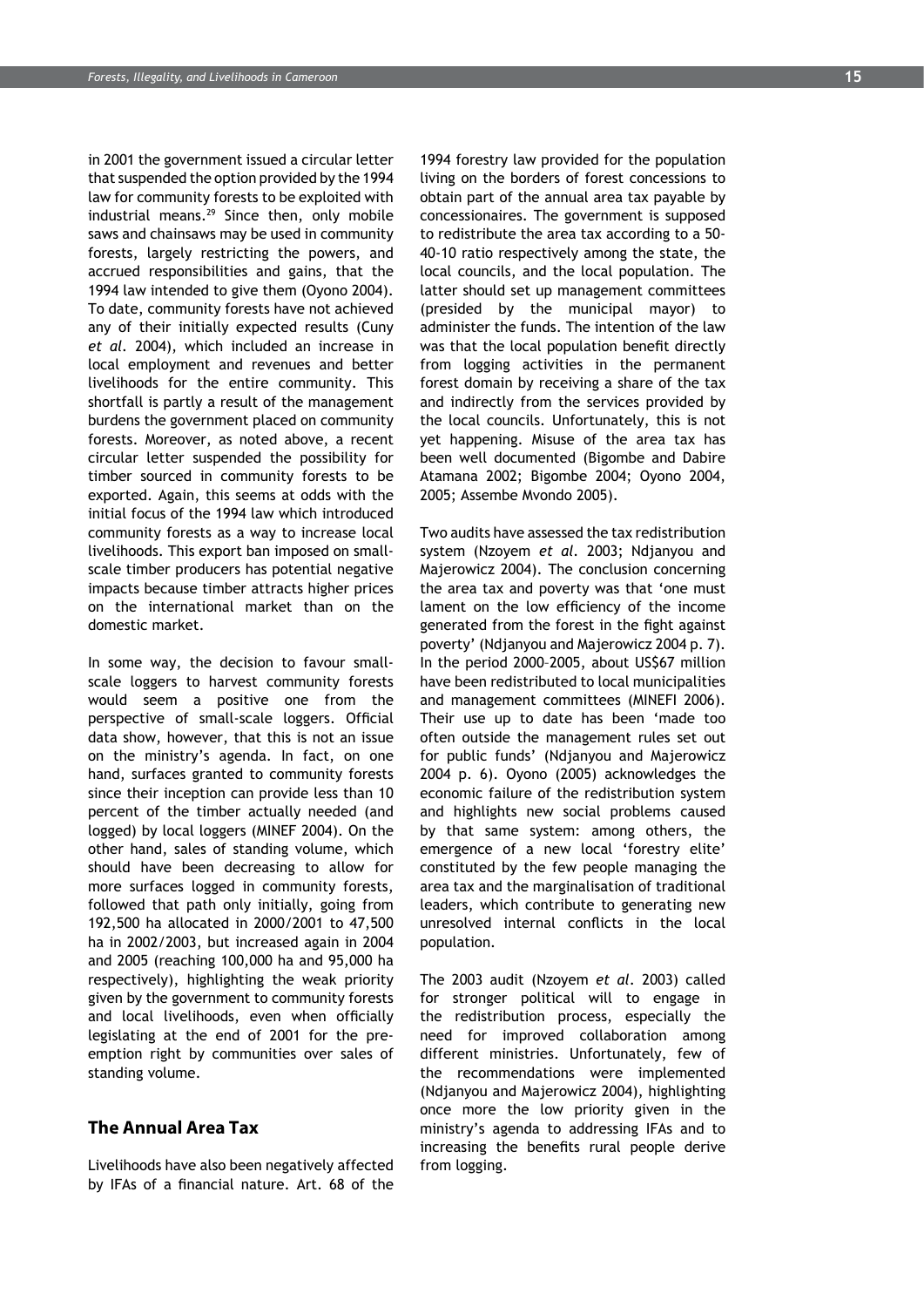in 2001 the government issued a circular letter that suspended the option provided by the 1994 law for community forests to be exploited with industrial means.[29] Since then, only mobile saws and chainsaws may be used in community forests, largely restricting the powers, and accrued responsibilities and gains, that the 1994 law intended to give them (Oyono 2004). To date, community forests have not achieved any of their initially expected results (Cuny *et al*. 2004), which included an increase in local employment and revenues and better livelihoods for the entire community. This shortfall is partly a result of the management burdens the government placed on community forests. Moreover, as noted above, a recent circular letter suspended the possibility for timber sourced in community forests to be exported. Again, this seems at odds with the initial focus of the 1994 law which introduced community forests as a way to increase local livelihoods. This export ban imposed on small-scale timber producers has potential negative impacts because timber attracts higher prices on the international market than on the domestic market.

In some way, the decision to favour small-scale loggers to harvest community forests would seem a positive one from the perspective of small-scale loggers. Official data show, however, that this is not an issue on the ministry's agenda. In fact, on one hand, surfaces granted to community forests since their inception can provide less than 10 percent of the timber actually needed (and logged) by local loggers (MINEF 2004). On the other hand, sales of standing volume, which should have been decreasing to allow for more surfaces logged in community forests, followed that path only initially, going from 192,500 ha allocated in 2000/2001 to 47,500 ha in 2002/2003, but increased again in 2004 and 2005 (reaching 100,000 ha and 95,000 ha respectively), highlighting the weak priority given by the government to community forests and local livelihoods, even when officially legislating at the end of 2001 for the pre-emption right by communities over sales of standing volume.

## The Annual Area Tax

Livelihoods have also been negatively affected by IFAs of a financial nature. Art. 68 of the 1994 forestry law provided for the population living on the borders of forest concessions to obtain part of the annual area tax payable by concessionaires. The government is supposed to redistribute the area tax according to a 50-40-10 ratio respectively among the state, the local councils, and the local population. The latter should set up management committees (presided by the municipal mayor) to administer the funds. The intention of the law was that the local population benefit directly from logging activities in the permanent forest domain by receiving a share of the tax and indirectly from the services provided by the local councils. Unfortunately, this is not yet happening. Misuse of the area tax has been well documented (Bigombe and Dabire Atamana 2002; Bigombe 2004; Oyono 2004, 2005; Assembe Mvondo 2005).

Two audits have assessed the tax redistribution system (Nzoyem *et al*. 2003; Ndjanyou and Majerowicz 2004). The conclusion concerning the area tax and poverty was that 'one must lament on the low efficiency of the income generated from the forest in the fight against poverty' (Ndjanyou and Majerowicz 2004 p. 7). In the period 2000–2005, about US$67 million have been redistributed to local municipalities and management committees (MINEFI 2006). Their use up to date has been 'made too often outside the management rules set out for public funds' (Ndjanyou and Majerowicz 2004 p. 6). Oyono (2005) acknowledges the economic failure of the redistribution system and highlights new social problems caused by that same system: among others, the emergence of a new local 'forestry elite' constituted by the few people managing the area tax and the marginalisation of traditional leaders, which contribute to generating new unresolved internal conflicts in the local population.

The 2003 audit (Nzoyem *et al*. 2003) called for stronger political will to engage in the redistribution process, especially the need for improved collaboration among different ministries. Unfortunately, few of the recommendations were implemented (Ndjanyou and Majerowicz 2004), highlighting once more the low priority given in the ministry's agenda to addressing IFAs and to increasing the benefits rural people derive from logging.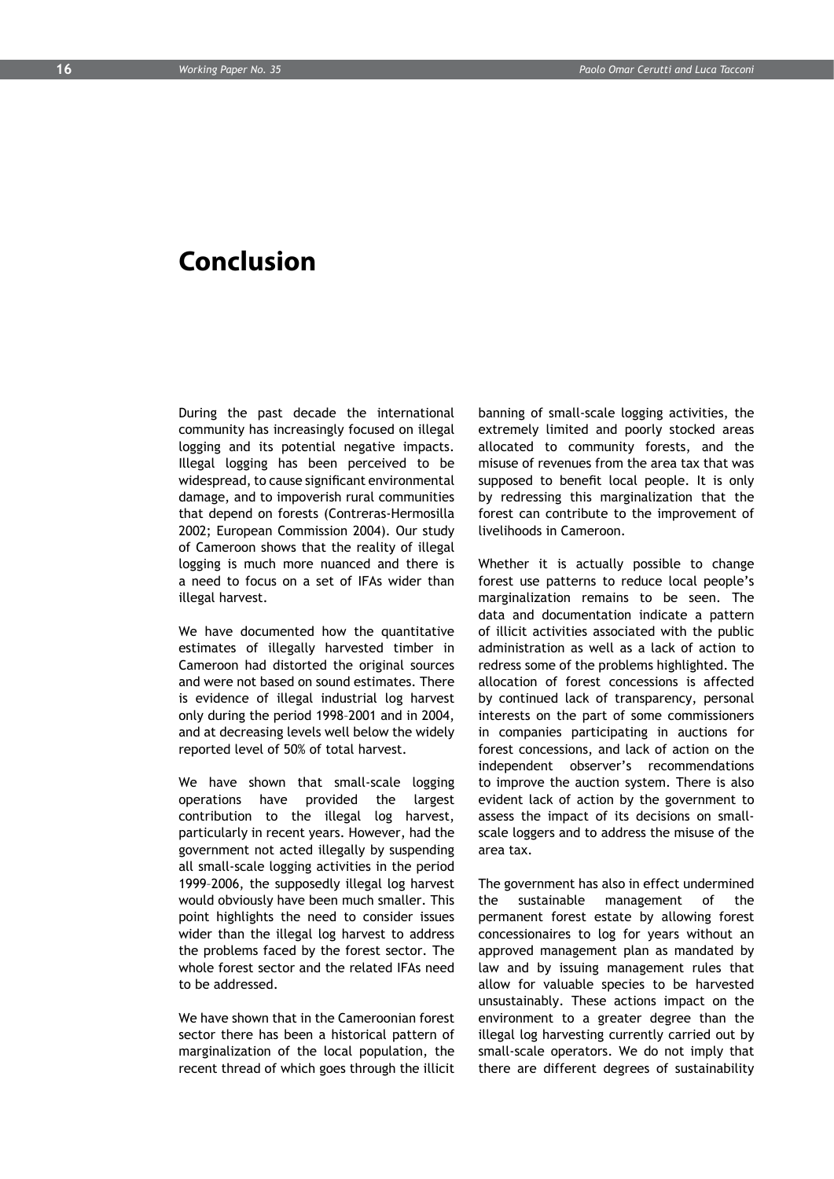# Conclusion

During the past decade the international community has increasingly focused on illegal logging and its potential negative impacts. Illegal logging has been perceived to be widespread, to cause significant environmental damage, and to impoverish rural communities that depend on forests (Contreras-Hermosilla 2002; European Commission 2004). Our study of Cameroon shows that the reality of illegal logging is much more nuanced and there is a need to focus on a set of IFAs wider than illegal harvest.

We have documented how the quantitative estimates of illegally harvested timber in Cameroon had distorted the original sources and were not based on sound estimates. There is evidence of illegal industrial log harvest only during the period 1998–2001 and in 2004, and at decreasing levels well below the widely reported level of 50% of total harvest.

We have shown that small-scale logging operations have provided the largest contribution to the illegal log harvest, particularly in recent years. However, had the government not acted illegally by suspending all small-scale logging activities in the period 1999–2006, the supposedly illegal log harvest would obviously have been much smaller. This point highlights the need to consider issues wider than the illegal log harvest to address the problems faced by the forest sector. The whole forest sector and the related IFAs need to be addressed.

We have shown that in the Cameroonian forest sector there has been a historical pattern of marginalization of the local population, the recent thread of which goes through the illicit banning of small-scale logging activities, the extremely limited and poorly stocked areas allocated to community forests, and the misuse of revenues from the area tax that was supposed to benefit local people. It is only by redressing this marginalization that the forest can contribute to the improvement of livelihoods in Cameroon.

Whether it is actually possible to change forest use patterns to reduce local people's marginalization remains to be seen. The data and documentation indicate a pattern of illicit activities associated with the public administration as well as a lack of action to redress some of the problems highlighted. The allocation of forest concessions is affected by continued lack of transparency, personal interests on the part of some commissioners in companies participating in auctions for forest concessions, and lack of action on the independent observer's recommendations to improve the auction system. There is also evident lack of action by the government to assess the impact of its decisions on small-scale loggers and to address the misuse of the area tax.

The government has also in effect undermined the sustainable management of the permanent forest estate by allowing forest concessionaires to log for years without an approved management plan as mandated by law and by issuing management rules that allow for valuable species to be harvested unsustainably. These actions impact on the environment to a greater degree than the illegal log harvesting currently carried out by small-scale operators. We do not imply that there are different degrees of sustainability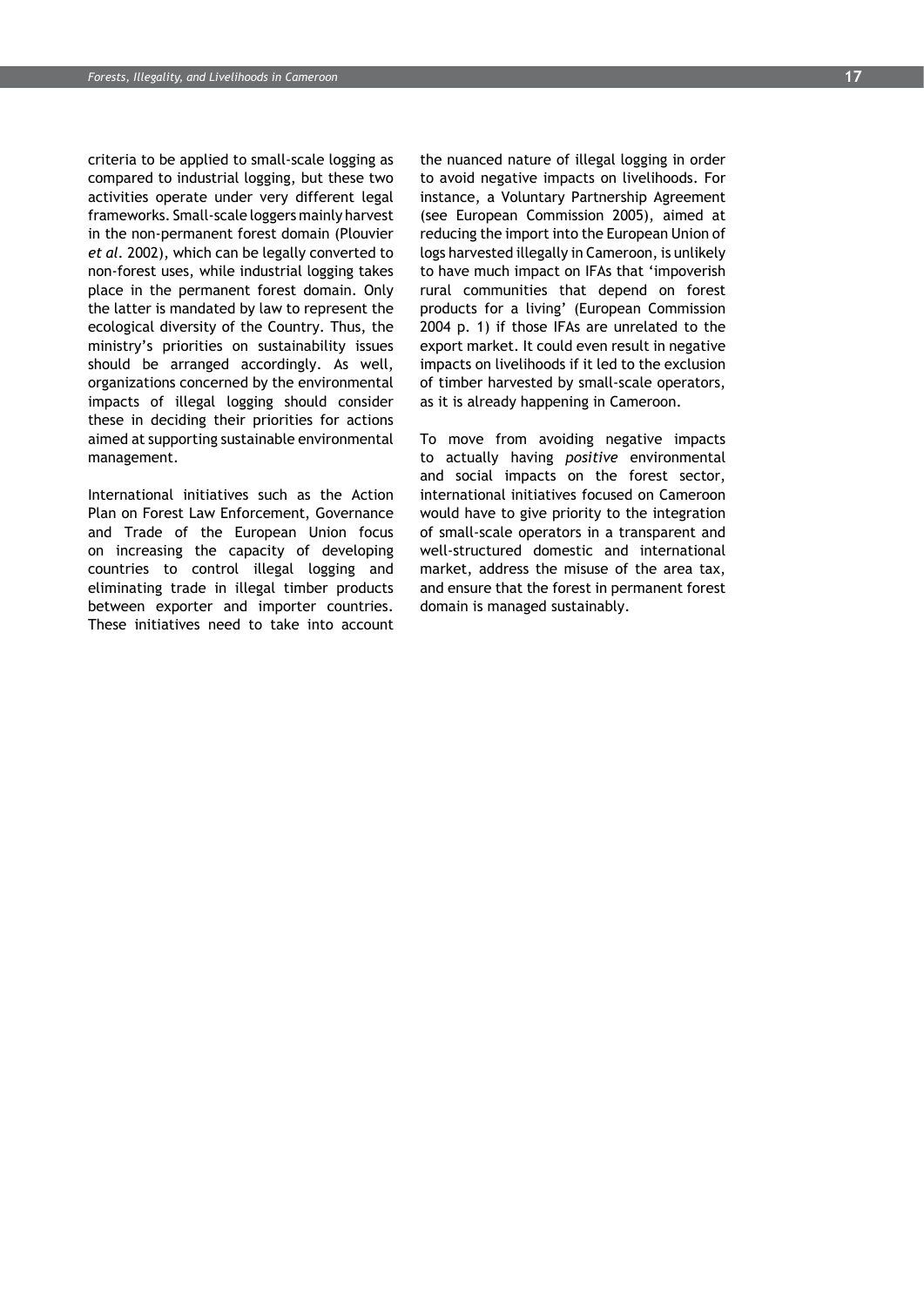criteria to be applied to small-scale logging as compared to industrial logging, but these two activities operate under very different legal frameworks. Small-scale loggers mainly harvest in the non-permanent forest domain (Plouvier *et al*. 2002), which can be legally converted to non-forest uses, while industrial logging takes place in the permanent forest domain. Only the latter is mandated by law to represent the ecological diversity of the Country. Thus, the ministry's priorities on sustainability issues should be arranged accordingly. As well, organizations concerned by the environmental impacts of illegal logging should consider these in deciding their priorities for actions aimed at supporting sustainable environmental management.

International initiatives such as the Action Plan on Forest Law Enforcement, Governance and Trade of the European Union focus on increasing the capacity of developing countries to control illegal logging and eliminating trade in illegal timber products between exporter and importer countries. These initiatives need to take into account the nuanced nature of illegal logging in order to avoid negative impacts on livelihoods. For instance, a Voluntary Partnership Agreement (see European Commission 2005), aimed at reducing the import into the European Union of logs harvested illegally in Cameroon, is unlikely to have much impact on IFAs that 'impoverish rural communities that depend on forest products for a living' (European Commission 2004 p. 1) if those IFAs are unrelated to the export market. It could even result in negative impacts on livelihoods if it led to the exclusion of timber harvested by small-scale operators, as it is already happening in Cameroon.

To move from avoiding negative impacts to actually having *positive* environmental and social impacts on the forest sector, international initiatives focused on Cameroon would have to give priority to the integration of small-scale operators in a transparent and well-structured domestic and international market, address the misuse of the area tax, and ensure that the forest in permanent forest domain is managed sustainably.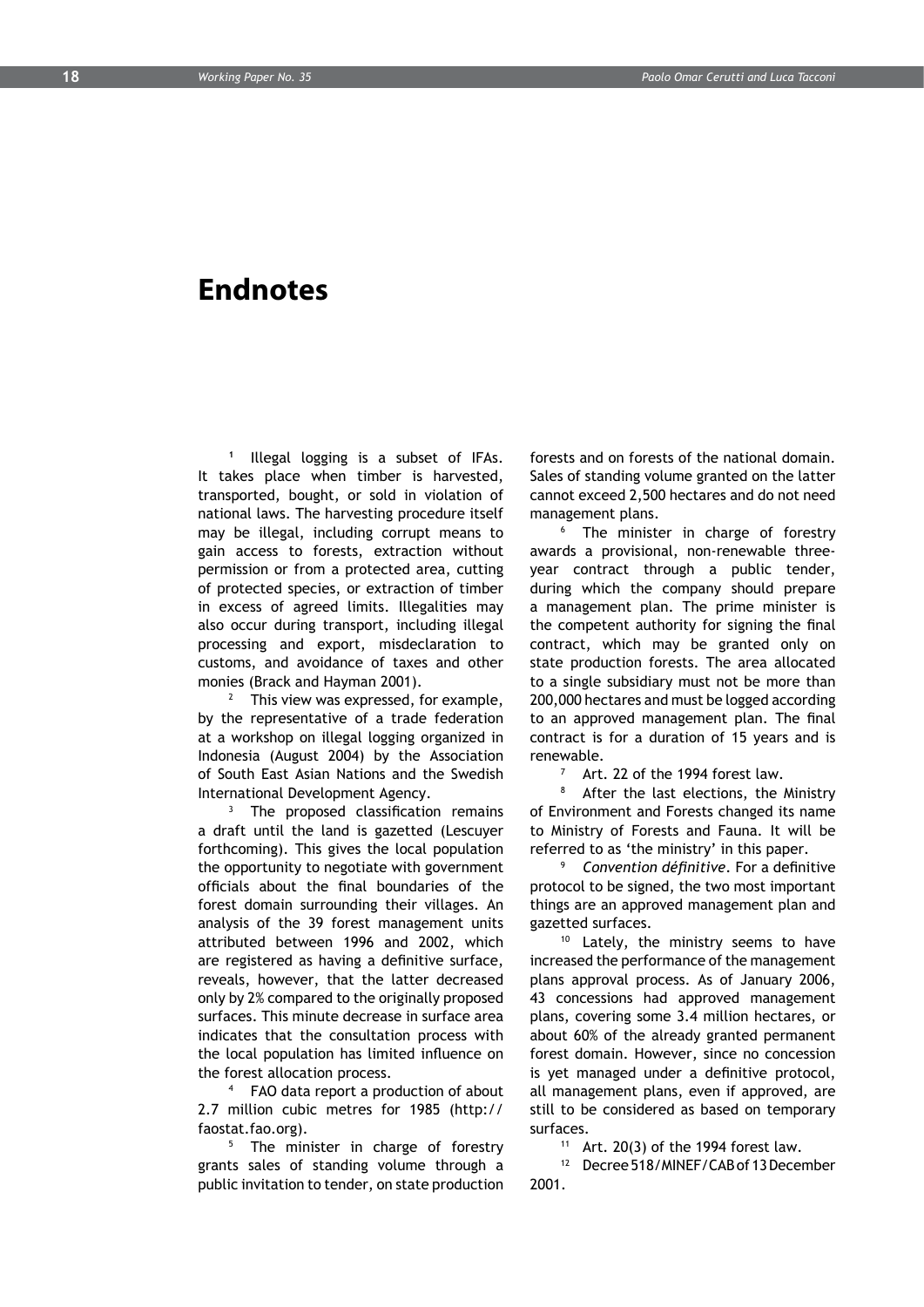# Endnotes

[1] Illegal logging is a subset of IFAs. It takes place when timber is harvested, transported, bought, or sold in violation of national laws. The harvesting procedure itself may be illegal, including corrupt means to gain access to forests, extraction without permission or from a protected area, cutting of protected species, or extraction of timber in excess of agreed limits. Illegalities may also occur during transport, including illegal processing and export, misdeclaration to customs, and avoidance of taxes and other monies (Brack and Hayman 2001).

[2] This view was expressed, for example, by the representative of a trade federation at a workshop on illegal logging organized in Indonesia (August 2004) by the Association of South East Asian Nations and the Swedish International Development Agency.

[3] The proposed classification remains a draft until the land is gazetted (Lescuyer forthcoming). This gives the local population the opportunity to negotiate with government officials about the final boundaries of the forest domain surrounding their villages. An analysis of the 39 forest management units attributed between 1996 and 2002, which are registered as having a definitive surface, reveals, however, that the latter decreased only by 2% compared to the originally proposed surfaces. This minute decrease in surface area indicates that the consultation process with the local population has limited influence on the forest allocation process.

[4] FAO data report a production of about 2.7 million cubic metres for 1985 (http://faostat.fao.org).

[5] The minister in charge of forestry grants sales of standing volume through a public invitation to tender, on state production forests and on forests of the national domain. Sales of standing volume granted on the latter cannot exceed 2,500 hectares and do not need management plans.

[6] The minister in charge of forestry awards a provisional, non-renewable three-year contract through a public tender, during which the company should prepare a management plan. The prime minister is the competent authority for signing the final contract, which may be granted only on state production forests. The area allocated to a single subsidiary must not be more than 200,000 hectares and must be logged according to an approved management plan. The final contract is for a duration of 15 years and is renewable.

[7] Art. 22 of the 1994 forest law.

[8] After the last elections, the Ministry of Environment and Forests changed its name to Ministry of Forests and Fauna. It will be referred to as 'the ministry' in this paper.

[9] *Convention définitive*. For a definitive protocol to be signed, the two most important things are an approved management plan and gazetted surfaces.

[10] Lately, the ministry seems to have increased the performance of the management plans approval process. As of January 2006, 43 concessions had approved management plans, covering some 3.4 million hectares, or about 60% of the already granted permanent forest domain. However, since no concession is yet managed under a definitive protocol, all management plans, even if approved, are still to be considered as based on temporary surfaces.

[11] Art. 20(3) of the 1994 forest law.

[12] Decree 518/MINEF/CAB of 13 December 2001.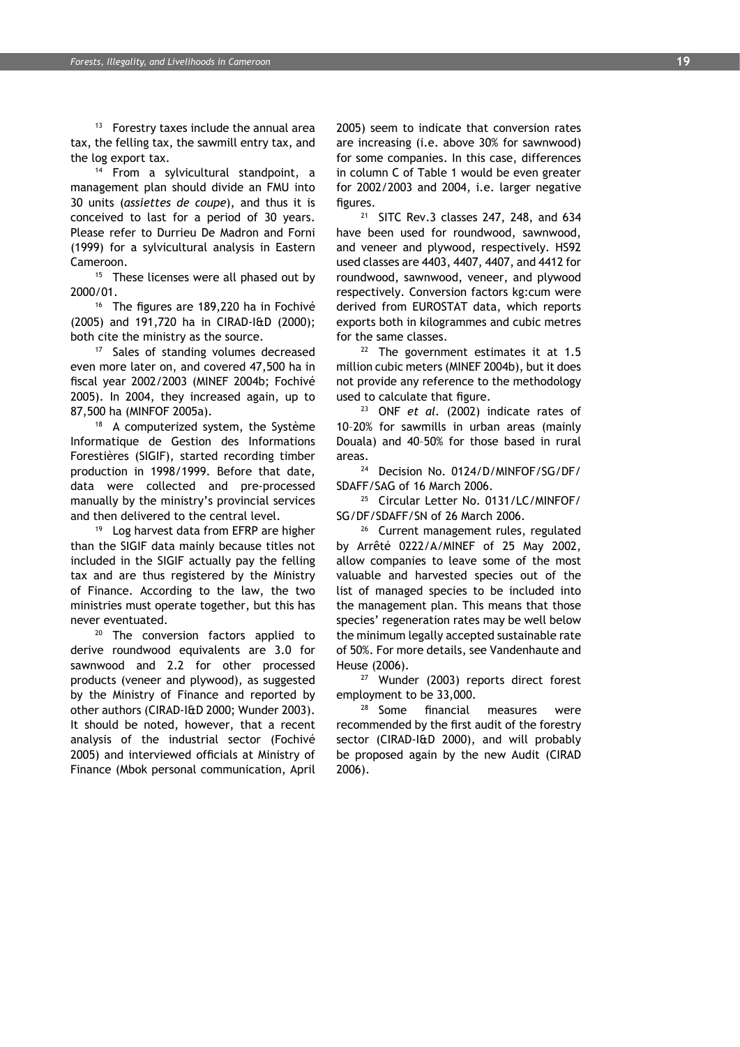[13] Forestry taxes include the annual area tax, the felling tax, the sawmill entry tax, and the log export tax.

[14] From a sylvicultural standpoint, a management plan should divide an FMU into 30 units (*assiettes de coupe*), and thus it is conceived to last for a period of 30 years. Please refer to Durrieu De Madron and Forni (1999) for a sylvicultural analysis in Eastern Cameroon.

[15] These licenses were all phased out by 2000/01.

[16] The figures are 189,220 ha in Fochivé (2005) and 191,720 ha in CIRAD-I&D (2000); both cite the ministry as the source.

[17] Sales of standing volumes decreased even more later on, and covered 47,500 ha in fiscal year 2002/2003 (MINEF 2004b; Fochivé 2005). In 2004, they increased again, up to 87,500 ha (MINFOF 2005a).

[18] A computerized system, the Système Informatique de Gestion des Informations Forestières (SIGIF), started recording timber production in 1998/1999. Before that date, data were collected and pre-processed manually by the ministry's provincial services and then delivered to the central level.

[19] Log harvest data from EFRP are higher than the SIGIF data mainly because titles not included in the SIGIF actually pay the felling tax and are thus registered by the Ministry of Finance. According to the law, the two ministries must operate together, but this has never eventuated.

[20] The conversion factors applied to derive roundwood equivalents are 3.0 for sawnwood and 2.2 for other processed products (veneer and plywood), as suggested by the Ministry of Finance and reported by other authors (CIRAD-I&D 2000; Wunder 2003). It should be noted, however, that a recent analysis of the industrial sector (Fochivé 2005) and interviewed officials at Ministry of Finance (Mbok personal communication, April 2005) seem to indicate that conversion rates are increasing (i.e. above 30% for sawnwood) for some companies. In this case, differences in column C of Table 1 would be even greater for 2002/2003 and 2004, i.e. larger negative figures.

[21] SITC Rev.3 classes 247, 248, and 634 have been used for roundwood, sawnwood, and veneer and plywood, respectively. HS92 used classes are 4403, 4407, 4407, and 4412 for roundwood, sawnwood, veneer, and plywood respectively. Conversion factors kg:cum were derived from EUROSTAT data, which reports exports both in kilogrammes and cubic metres for the same classes.

[22] The government estimates it at 1.5 million cubic meters (MINEF 2004b), but it does not provide any reference to the methodology used to calculate that figure.

[23] ONF *et al.* (2002) indicate rates of 10–20% for sawmills in urban areas (mainly Douala) and 40–50% for those based in rural areas.

[24] Decision No. 0124/D/MINFOF/SG/DF/SDAFF/SAG of 16 March 2006.

[25] Circular Letter No. 0131/LC/MINFOF/SG/DF/SDAFF/SN of 26 March 2006.

[26] Current management rules, regulated by Arrêté 0222/A/MINEF of 25 May 2002, allow companies to leave some of the most valuable and harvested species out of the list of managed species to be included into the management plan. This means that those species' regeneration rates may be well below the minimum legally accepted sustainable rate of 50%. For more details, see Vandenhaute and Heuse (2006).

[27] Wunder (2003) reports direct forest employment to be 33,000.

[28] Some financial measures were recommended by the first audit of the forestry sector (CIRAD-I&D 2000), and will probably be proposed again by the new Audit (CIRAD 2006).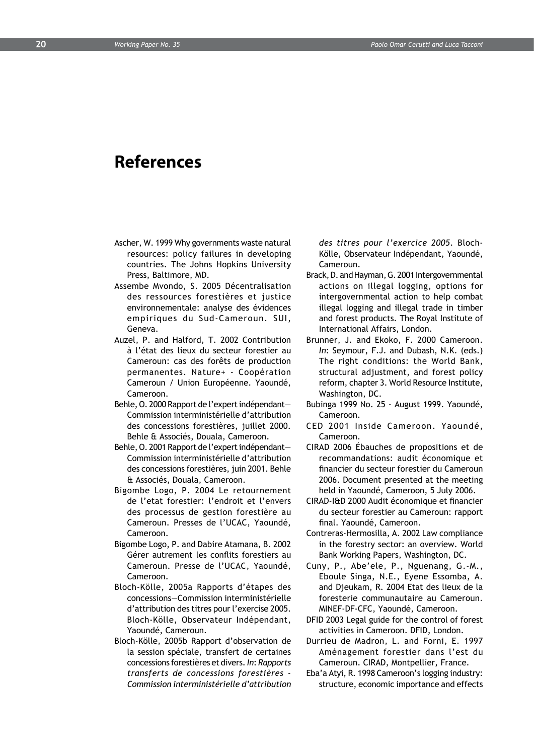# References

Ascher, W. 1999 Why governments waste natural resources: policy failures in developing countries. The Johns Hopkins University Press, Baltimore, MD.

Assembe Mvondo, S. 2005 Décentralisation des ressources forestières et justice environnementale: analyse des évidences empiriques du Sud-Cameroun. SUI, Geneva.

Auzel, P. and Halford, T. 2002 Contribution à l'état des lieux du secteur forestier au Cameroun: cas des forêts de production permanentes. Nature+ - Coopération Cameroun / Union Européenne. Yaoundé, Cameroon.

Behle, O. 2000 Rapport de l'expert indépendant—Commission interministérielle d'attribution des concessions forestières, juillet 2000. Behle & Associés, Douala, Cameroon.

Behle, O. 2001 Rapport de l'expert indépendant—Commission interministérielle d'attribution des concessions forestières, juin 2001. Behle & Associés, Douala, Cameroon.

Bigombe Logo, P. 2004 Le retournement de l'etat forestier: l'endroit et l'envers des processus de gestion forestière au Cameroun. Presses de l'UCAC, Yaoundé, Cameroon.

Bigombe Logo, P. and Dabire Atamana, B. 2002 Gérer autrement les conflits forestiers au Cameroun. Presse de l'UCAC, Yaoundé, Cameroon.

Bloch-Kölle, 2005a Rapports d'étapes des concessions—Commission interministérielle d'attribution des titres pour l'exercise 2005. Bloch-Kölle, Observateur Indépendant, Yaoundé, Cameroun.

Bloch-Kölle, 2005b Rapport d'observation de la session spéciale, transfert de certaines concessions forestières et divers. *In*: *Rapports transferts de concessions forestières - Commission interministérielle d'attribution des titres pour l'exercice 2005*. Bloch-Kölle, Observateur Indépendant, Yaoundé, Cameroun.

Brack, D. and Hayman, G. 2001 Intergovernmental actions on illegal logging, options for intergovernmental action to help combat illegal logging and illegal trade in timber and forest products. The Royal Institute of International Affairs, London.

Brunner, J. and Ekoko, F. 2000 Cameroon. *In*: Seymour, F.J. and Dubash, N.K. (eds.) The right conditions: the World Bank, structural adjustment, and forest policy reform, chapter 3. World Resource Institute, Washington, DC.

Bubinga 1999 No. 25 - August 1999. Yaoundé, Cameroon.

CED 2001 Inside Cameroon. Yaoundé, Cameroon.

CIRAD 2006 Ébauches de propositions et de recommandations: audit économique et financier du secteur forestier du Cameroun 2006. Document presented at the meeting held in Yaoundé, Cameroon, 5 July 2006.

CIRAD-I&D 2000 Audit économique et financier du secteur forestier au Cameroun: rapport final. Yaoundé, Cameroon.

Contreras-Hermosilla, A. 2002 Law compliance in the forestry sector: an overview. World Bank Working Papers, Washington, DC.

Cuny, P., Abe'ele, P., Nguenang, G.-M., Eboule Singa, N.E., Eyene Essomba, A. and Djeukam, R. 2004 Etat des lieux de la foresterie communautaire au Cameroun. MINEF-DF-CFC, Yaoundé, Cameroon.

DFID 2003 Legal guide for the control of forest activities in Cameroon. DFID, London.

Durrieu de Madron, L. and Forni, E. 1997 Aménagement forestier dans l'est du Cameroun. CIRAD, Montpellier, France.

Eba'a Atyi, R. 1998 Cameroon's logging industry: structure, economic importance and effects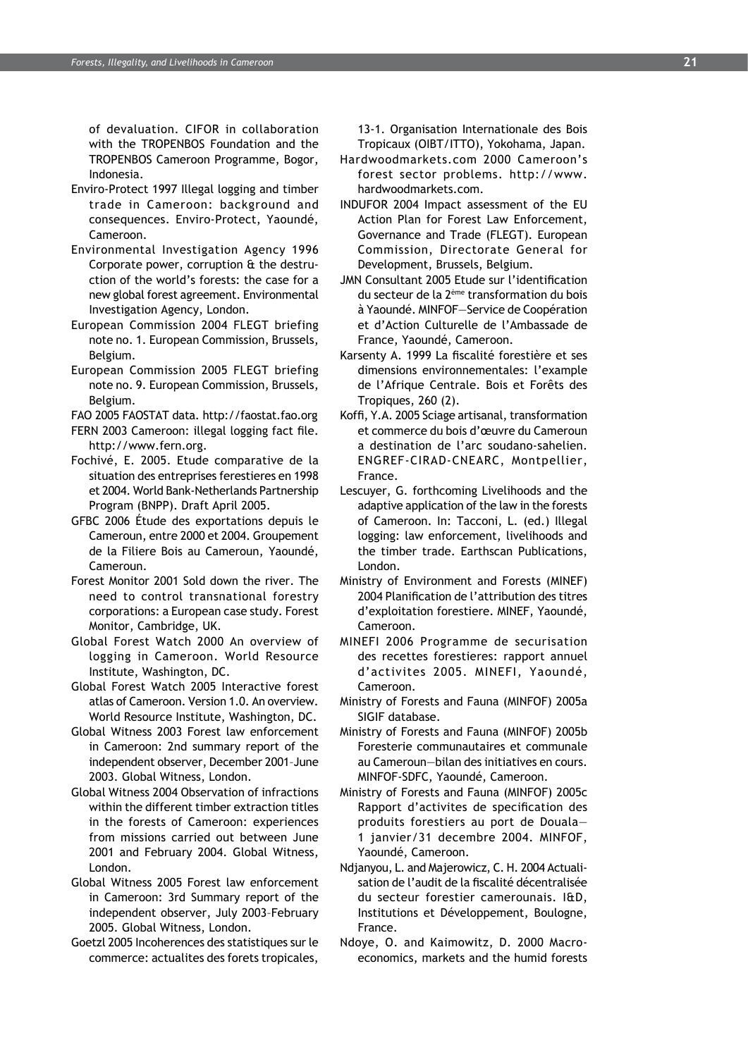of devaluation. CIFOR in collaboration with the TROPENBOS Foundation and the TROPENBOS Cameroon Programme, Bogor, Indonesia.

Enviro-Protect 1997 Illegal logging and timber trade in Cameroon: background and consequences. Enviro-Protect, Yaoundé, Cameroon.

Environmental Investigation Agency 1996 Corporate power, corruption & the destruction of the world's forests: the case for a new global forest agreement. Environmental Investigation Agency, London.

European Commission 2004 FLEGT briefing note no. 1. European Commission, Brussels, Belgium.

European Commission 2005 FLEGT briefing note no. 9. European Commission, Brussels, Belgium.

FAO 2005 FAOSTAT data. http://faostat.fao.org

FERN 2003 Cameroon: illegal logging fact file. http://www.fern.org.

Fochivé, E. 2005. Etude comparative de la situation des entreprises ferestieres en 1998 et 2004. World Bank-Netherlands Partnership Program (BNPP). Draft April 2005.

GFBC 2006 Étude des exportations depuis le Cameroun, entre 2000 et 2004. Groupement de la Filiere Bois au Cameroun, Yaoundé, Cameroun.

Forest Monitor 2001 Sold down the river. The need to control transnational forestry corporations: a European case study. Forest Monitor, Cambridge, UK.

Global Forest Watch 2000 An overview of logging in Cameroon. World Resource Institute, Washington, DC.

Global Forest Watch 2005 Interactive forest atlas of Cameroon. Version 1.0. An overview. World Resource Institute, Washington, DC.

Global Witness 2003 Forest law enforcement in Cameroon: 2nd summary report of the independent observer, December 2001–June 2003. Global Witness, London.

Global Witness 2004 Observation of infractions within the different timber extraction titles in the forests of Cameroon: experiences from missions carried out between June 2001 and February 2004. Global Witness, London.

Global Witness 2005 Forest law enforcement in Cameroon: 3rd Summary report of the independent observer, July 2003–February 2005. Global Witness, London.

Goetzl 2005 Incoherences des statistiques sur le commerce: actualites des forets tropicales, 13-1. Organisation Internationale des Bois Tropicaux (OIBT/ITTO), Yokohama, Japan.

Hardwoodmarkets.com 2000 Cameroon's forest sector problems. http://www.hardwoodmarkets.com.

INDUFOR 2004 Impact assessment of the EU Action Plan for Forest Law Enforcement, Governance and Trade (FLEGT). European Commission, Directorate General for Development, Brussels, Belgium.

JMN Consultant 2005 Etude sur l'identification du secteur de la 2ème transformation du bois à Yaoundé. MINFOF—Service de Coopération et d'Action Culturelle de l'Ambassade de France, Yaoundé, Cameroun.

Karsenty A. 1999 La fiscalité forestière et ses dimensions environnementales: l'example de l'Afrique Centrale. Bois et Forêts des Tropiques, 260 (2).

Koffi, Y.A. 2005 Sciage artisanal, transformation et commerce du bois d'œuvre du Cameroun a destination de l'arc soudano-sahelien. ENGREF-CIRAD-CNEARC, Montpellier, France.

Lescuyer, G. forthcoming Livelihoods and the adaptive application of the law in the forests of Cameroon. In: Tacconi, L. (ed.) Illegal logging: law enforcement, livelihoods and the timber trade. Earthscan Publications, London.

Ministry of Environment and Forests (MINEF) 2004 Planification de l'attribution des titres d'exploitation forestiere. MINEF, Yaoundé, Cameroon.

MINEFI 2006 Programme de securisation des recettes forestieres: rapport annuel d'activites 2005. MINEFI, Yaoundé, Cameroon.

Ministry of Forests and Fauna (MINFOF) 2005a SIGIF database.

Ministry of Forests and Fauna (MINFOF) 2005b Foresterie communautaires et communale au Cameroun—bilan des initiatives en cours. MINFOF-SDFC, Yaoundé, Cameroon.

Ministry of Forests and Fauna (MINFOF) 2005c Rapport d'activites de specification des produits forestiers au port de Douala—1 janvier/31 decembre 2004. MINFOF, Yaoundé, Cameroon.

Ndjanyou, L. and Majerowicz, C. H. 2004 Actualisation de l'audit de la fiscalité décentralisée du secteur forestier camerounais. I&D, Institutions et Développement, Boulogne, France.

Ndoye, O. and Kaimowitz, D. 2000 Macro-economics, markets and the humid forests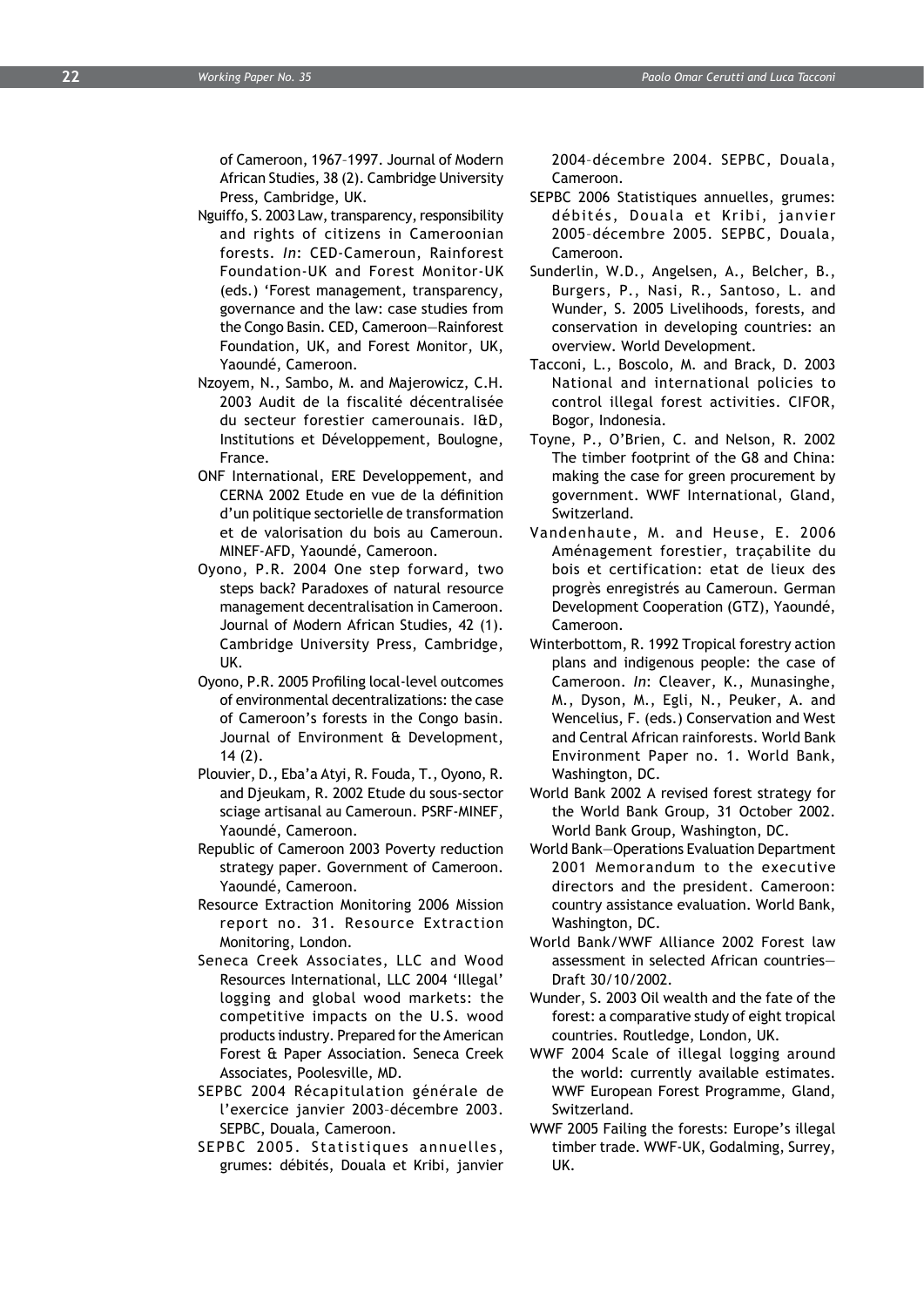of Cameroon, 1967–1997. Journal of Modern African Studies, 38 (2). Cambridge University Press, Cambridge, UK.

Nguiffo, S. 2003 Law, transparency, responsibility and rights of citizens in Cameroonian forests. *In*: CED-Cameroun, Rainforest Foundation-UK and Forest Monitor-UK (eds.) 'Forest management, transparency, governance and the law: case studies from the Congo Basin. CED, Cameroon—Rainforest Foundation, UK, and Forest Monitor, UK, Yaoundé, Cameroon.

Nzoyem, N., Sambo, M. and Majerowicz, C.H. 2003 Audit de la fiscalité décentralisée du secteur forestier camerounais. I&D, Institutions et Développement, Boulogne, France.

ONF International, ERE Developpement, and CERNA 2002 Etude en vue de la définition d'un politique sectorielle de transformation et de valorisation du bois au Cameroun. MINEF-AFD, Yaoundé, Cameroon.

Oyono, P.R. 2004 One step forward, two steps back? Paradoxes of natural resource management decentralisation in Cameroon. Journal of Modern African Studies, 42 (1). Cambridge University Press, Cambridge, UK.

Oyono, P.R. 2005 Profiling local-level outcomes of environmental decentralizations: the case of Cameroon's forests in the Congo basin. Journal of Environment & Development, 14 (2).

Plouvier, D., Eba'a Atyi, R. Fouda, T., Oyono, R. and Djeukam, R. 2002 Etude du sous-sector sciage artisanal au Cameroun. PSRF-MINEF, Yaoundé, Cameroon.

Republic of Cameroon 2003 Poverty reduction strategy paper. Government of Cameroon. Yaoundé, Cameroon.

Resource Extraction Monitoring 2006 Mission report no. 31. Resource Extraction Monitoring, London.

Seneca Creek Associates, LLC and Wood Resources International, LLC 2004 'Illegal' logging and global wood markets: the competitive impacts on the U.S. wood products industry. Prepared for the American Forest & Paper Association. Seneca Creek Associates, Poolesville, MD.

SEPBC 2004 Récapitulation générale de l'exercice janvier 2003–décembre 2003. SEPBC, Douala, Cameroon.

SEPBC 2005. Statistiques annuelles, grumes: débités, Douala et Kribi, janvier 2004–décembre 2004. SEPBC, Douala, Cameroon.

SEPBC 2006 Statistiques annuelles, grumes: débités, Douala et Kribi, janvier 2005–décembre 2005. SEPBC, Douala, Cameroon.

Sunderlin, W.D., Angelsen, A., Belcher, B., Burgers, P., Nasi, R., Santoso, L. and Wunder, S. 2005 Livelihoods, forests, and conservation in developing countries: an overview. World Development.

Tacconi, L., Boscolo, M. and Brack, D. 2003 National and international policies to control illegal forest activities. CIFOR, Bogor, Indonesia.

Toyne, P., O'Brien, C. and Nelson, R. 2002 The timber footprint of the G8 and China: making the case for green procurement by government. WWF International, Gland, Switzerland.

Vandenhaute, M. and Heuse, E. 2006 Aménagement forestier, traçabilite du bois et certification: etat de lieux des progrès enregistrés au Cameroun. German Development Cooperation (GTZ), Yaoundé, Cameroon.

Winterbottom, R. 1992 Tropical forestry action plans and indigenous people: the case of Cameroon. *In*: Cleaver, K., Munasinghe, M., Dyson, M., Egli, N., Peuker, A. and Wencelius, F. (eds.) Conservation and West and Central African rainforests. World Bank Environment Paper no. 1. World Bank, Washington, DC.

World Bank 2002 A revised forest strategy for the World Bank Group, 31 October 2002. World Bank Group, Washington, DC.

World Bank—Operations Evaluation Department 2001 Memorandum to the executive directors and the president. Cameroon: country assistance evaluation. World Bank, Washington, DC.

World Bank/WWF Alliance 2002 Forest law assessment in selected African countries—Draft 30/10/2002.

Wunder, S. 2003 Oil wealth and the fate of the forest: a comparative study of eight tropical countries. Routledge, London, UK.

WWF 2004 Scale of illegal logging around the world: currently available estimates. WWF European Forest Programme, Gland, Switzerland.

WWF 2005 Failing the forests: Europe's illegal timber trade. WWF-UK, Godalming, Surrey, UK.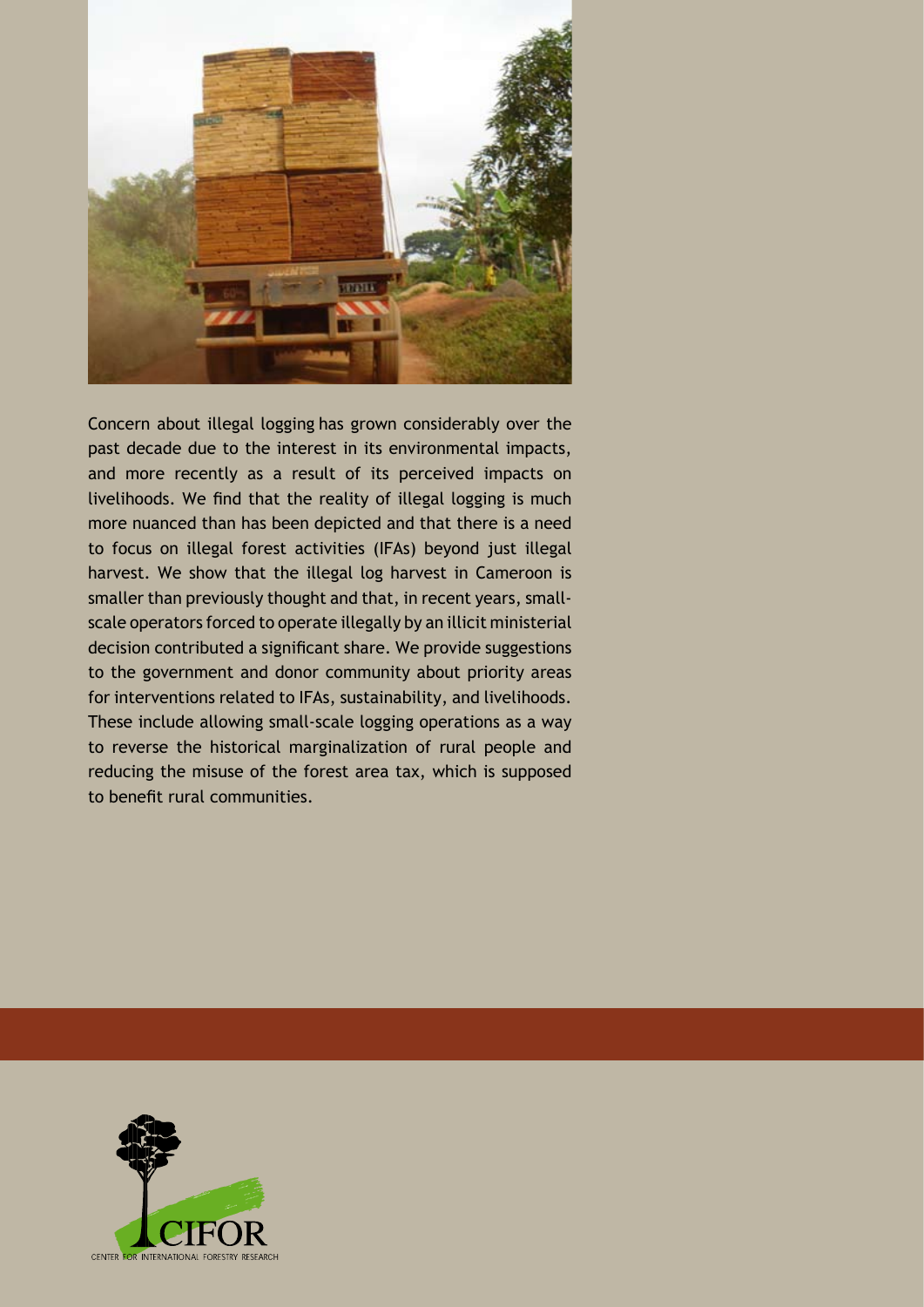Concern about illegal logging has grown considerably over the past decade due to the interest in its environmental impacts, and more recently as a result of its perceived impacts on livelihoods. We find that the reality of illegal logging is much more nuanced than has been depicted and that there is a need to focus on illegal forest activities (IFAs) beyond just illegal harvest. We show that the illegal log harvest in Cameroon is smaller than previously thought and that, in recent years, small-scale operators forced to operate illegally by an illicit ministerial decision contributed a significant share. We provide suggestions to the government and donor community about priority areas for interventions related to IFAs, sustainability, and livelihoods. These include allowing small-scale logging operations as a way to reverse the historical marginalization of rural people and reducing the misuse of the forest area tax, which is supposed to benefit rural communities.

CIFOR

CENTER FOR INTERNATIONAL FORESTRY RESEARCH